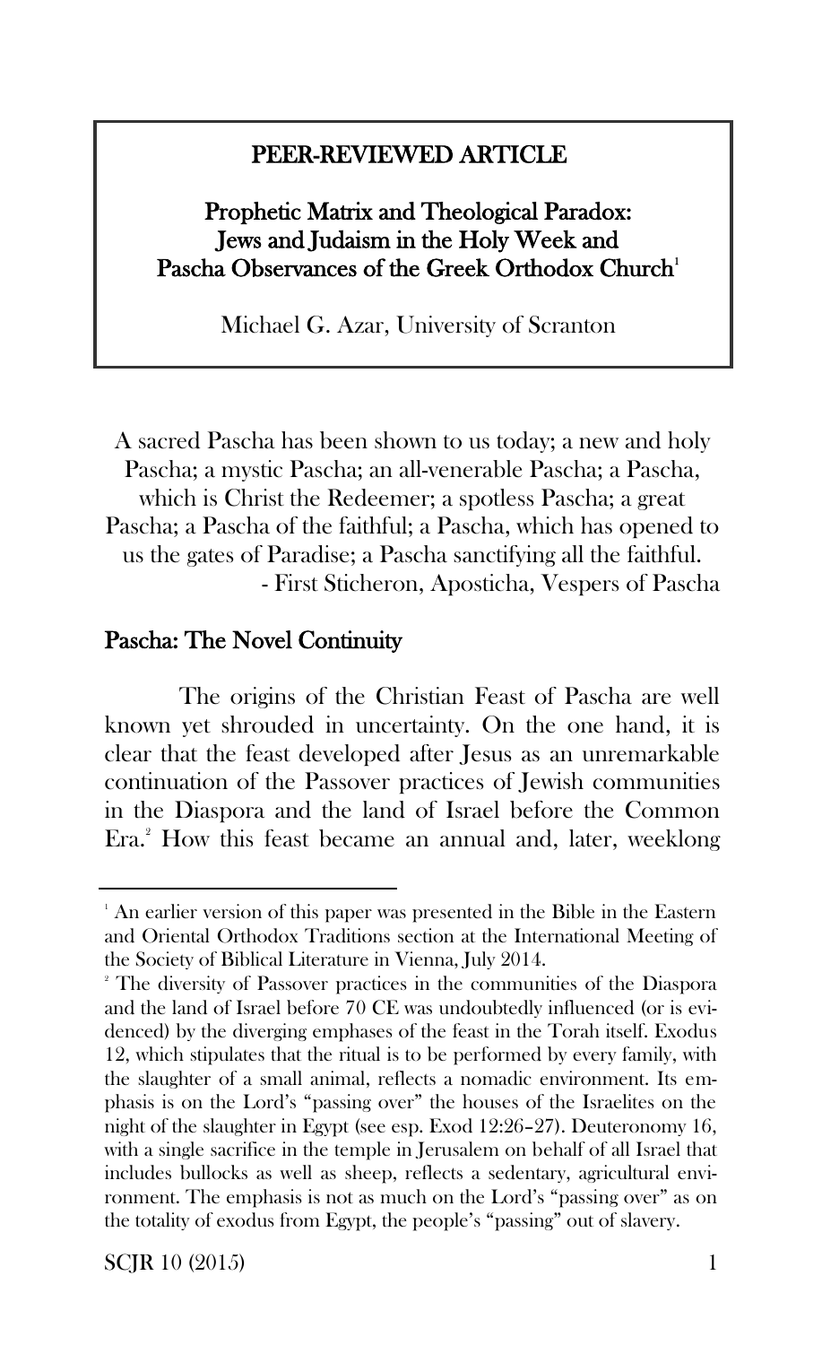**PEER-REVIEWED ARTICLE**

# Prophetic Matrix and Theological Paradox: Jews and Judaism in the Holy Week and Pascha Observances of the Greek Orthodox Church[1]

Michael G. Azar, University of Scranton

> A sacred Pascha has been shown to us today; a new and holy Pascha; a mystic Pascha; an all-venerable Pascha; a Pascha, which is Christ the Redeemer; a spotless Pascha; a great Pascha; a Pascha of the faithful; a Pascha, which has opened to us the gates of Paradise; a Pascha sanctifying all the faithful.
> - First Sticheron, Aposticha, Vespers of Pascha

## Pascha: The Novel Continuity

The origins of the Christian Feast of Pascha are well known yet shrouded in uncertainty. On the one hand, it is clear that the feast developed after Jesus as an unremarkable continuation of the Passover practices of Jewish communities in the Diaspora and the land of Israel before the Common Era.[2] How this feast became an annual and, later, weeklong

---

[1] An earlier version of this paper was presented in the Bible in the Eastern and Oriental Orthodox Traditions section at the International Meeting of the Society of Biblical Literature in Vienna, July 2014.

[2] The diversity of Passover practices in the communities of the Diaspora and the land of Israel before 70 CE was undoubtedly influenced (or is evidenced) by the diverging emphases of the feast in the Torah itself. Exodus 12, which stipulates that the ritual is to be performed by every family, with the slaughter of a small animal, reflects a nomadic environment. Its emphasis is on the Lord's "passing over" the houses of the Israelites on the night of the slaughter in Egypt (see esp. Exod 12:26–27). Deuteronomy 16, with a single sacrifice in the temple in Jerusalem on behalf of all Israel that includes bullocks as well as sheep, reflects a sedentary, agricultural environment. The emphasis is not as much on the Lord's "passing over" as on the totality of exodus from Egypt, the people's "passing" out of slavery.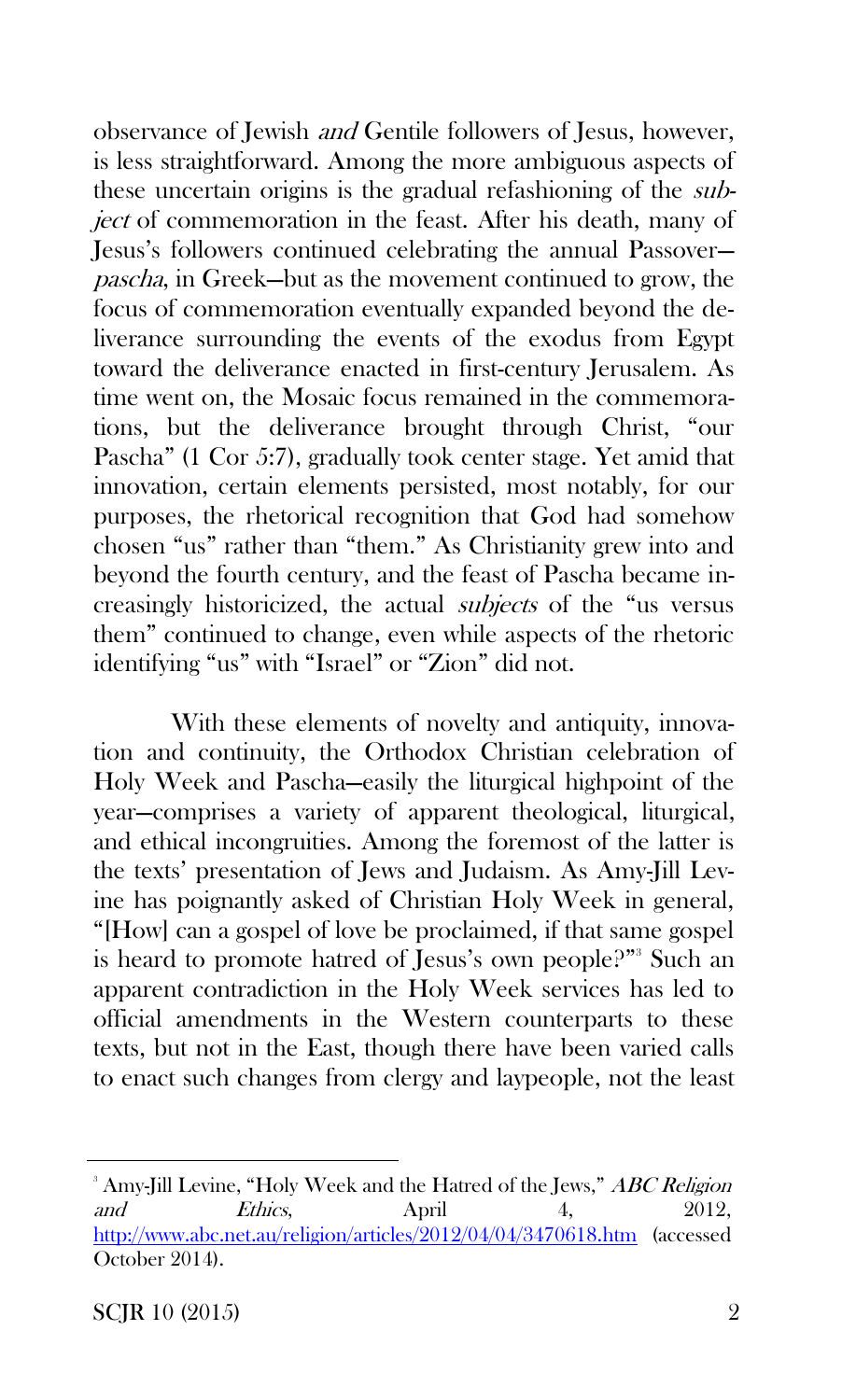observance of Jewish *and* Gentile followers of Jesus, however, is less straightforward. Among the more ambiguous aspects of these uncertain origins is the gradual refashioning of the *subject* of commemoration in the feast. After his death, many of Jesus's followers continued celebrating the annual Passover—*pascha*, in Greek—but as the movement continued to grow, the focus of commemoration eventually expanded beyond the deliverance surrounding the events of the exodus from Egypt toward the deliverance enacted in first-century Jerusalem. As time went on, the Mosaic focus remained in the commemorations, but the deliverance brought through Christ, "our Pascha" (1 Cor 5:7), gradually took center stage. Yet amid that innovation, certain elements persisted, most notably, for our purposes, the rhetorical recognition that God had somehow chosen "us" rather than "them." As Christianity grew into and beyond the fourth century, and the feast of Pascha became increasingly historicized, the actual *subjects* of the "us versus them" continued to change, even while aspects of the rhetoric identifying "us" with "Israel" or "Zion" did not.

With these elements of novelty and antiquity, innovation and continuity, the Orthodox Christian celebration of Holy Week and Pascha—easily the liturgical highpoint of the year—comprises a variety of apparent theological, liturgical, and ethical incongruities. Among the foremost of the latter is the texts' presentation of Jews and Judaism. As Amy-Jill Levine has poignantly asked of Christian Holy Week in general, "[How] can a gospel of love be proclaimed, if that same gospel is heard to promote hatred of Jesus's own people?"[3] Such an apparent contradiction in the Holy Week services has led to official amendments in the Western counterparts to these texts, but not in the East, though there have been varied calls to enact such changes from clergy and laypeople, not the least

---

[3] Amy-Jill Levine, "Holy Week and the Hatred of the Jews," *ABC Religion and Ethics*, April 4, 2012, http://www.abc.net.au/religion/articles/2012/04/04/3470618.htm (accessed October 2014).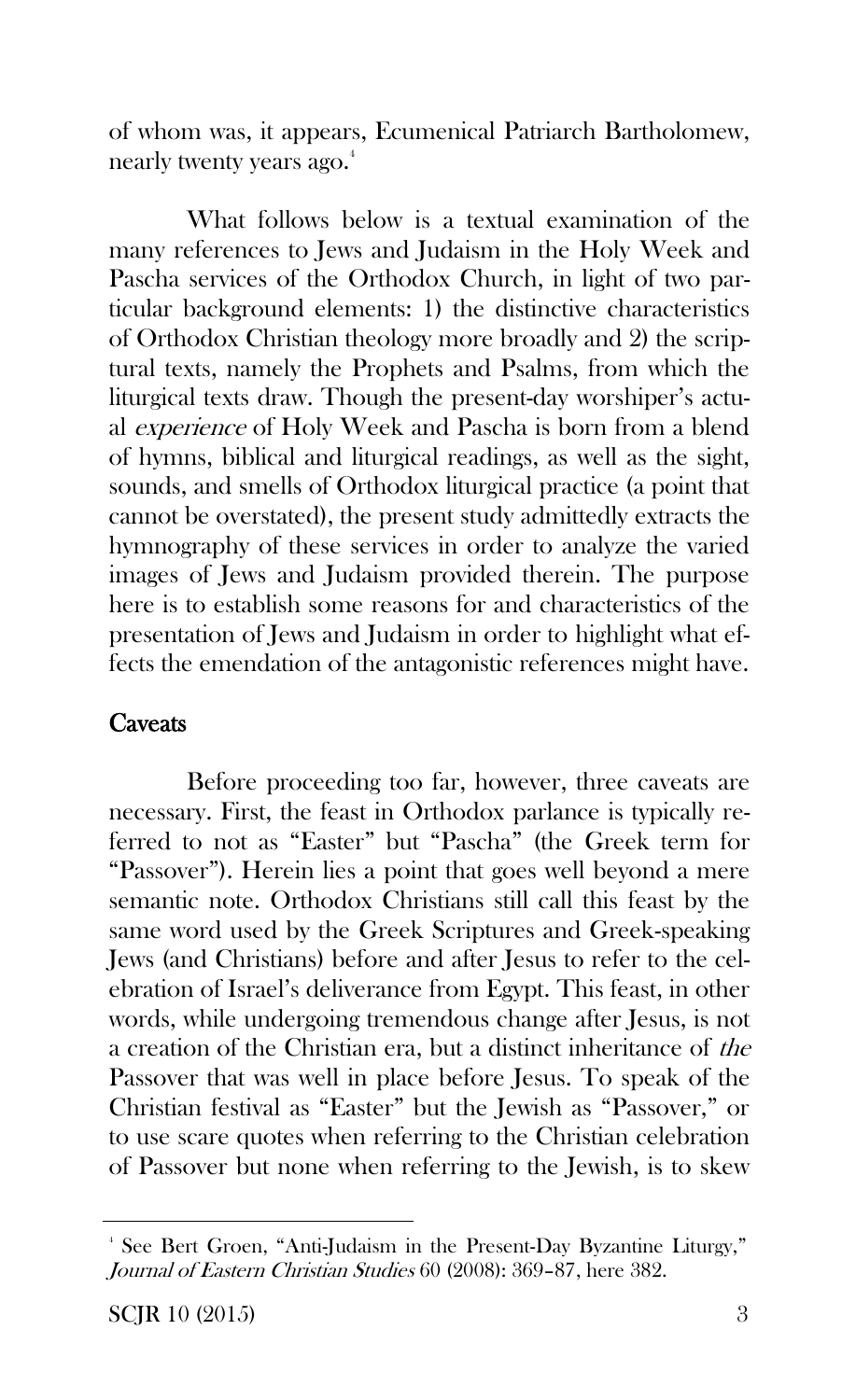of whom was, it appears, Ecumenical Patriarch Bartholomew, nearly twenty years ago.[4]

What follows below is a textual examination of the many references to Jews and Judaism in the Holy Week and Pascha services of the Orthodox Church, in light of two particular background elements: 1) the distinctive characteristics of Orthodox Christian theology more broadly and 2) the scriptural texts, namely the Prophets and Psalms, from which the liturgical texts draw. Though the present-day worshiper's actual *experience* of Holy Week and Pascha is born from a blend of hymns, biblical and liturgical readings, as well as the sight, sounds, and smells of Orthodox liturgical practice (a point that cannot be overstated), the present study admittedly extracts the hymnography of these services in order to analyze the varied images of Jews and Judaism provided therein. The purpose here is to establish some reasons for and characteristics of the presentation of Jews and Judaism in order to highlight what effects the emendation of the antagonistic references might have.

## Caveats

Before proceeding too far, however, three caveats are necessary. First, the feast in Orthodox parlance is typically referred to not as "Easter" but "Pascha" (the Greek term for "Passover"). Herein lies a point that goes well beyond a mere semantic note. Orthodox Christians still call this feast by the same word used by the Greek Scriptures and Greek-speaking Jews (and Christians) before and after Jesus to refer to the celebration of Israel's deliverance from Egypt. This feast, in other words, while undergoing tremendous change after Jesus, is not a creation of the Christian era, but a distinct inheritance of *the* Passover that was well in place before Jesus. To speak of the Christian festival as "Easter" but the Jewish as "Passover," or to use scare quotes when referring to the Christian celebration of Passover but none when referring to the Jewish, is to skew

[4] See Bert Groen, "Anti-Judaism in the Present-Day Byzantine Liturgy," *Journal of Eastern Christian Studies* 60 (2008): 369–87, here 382.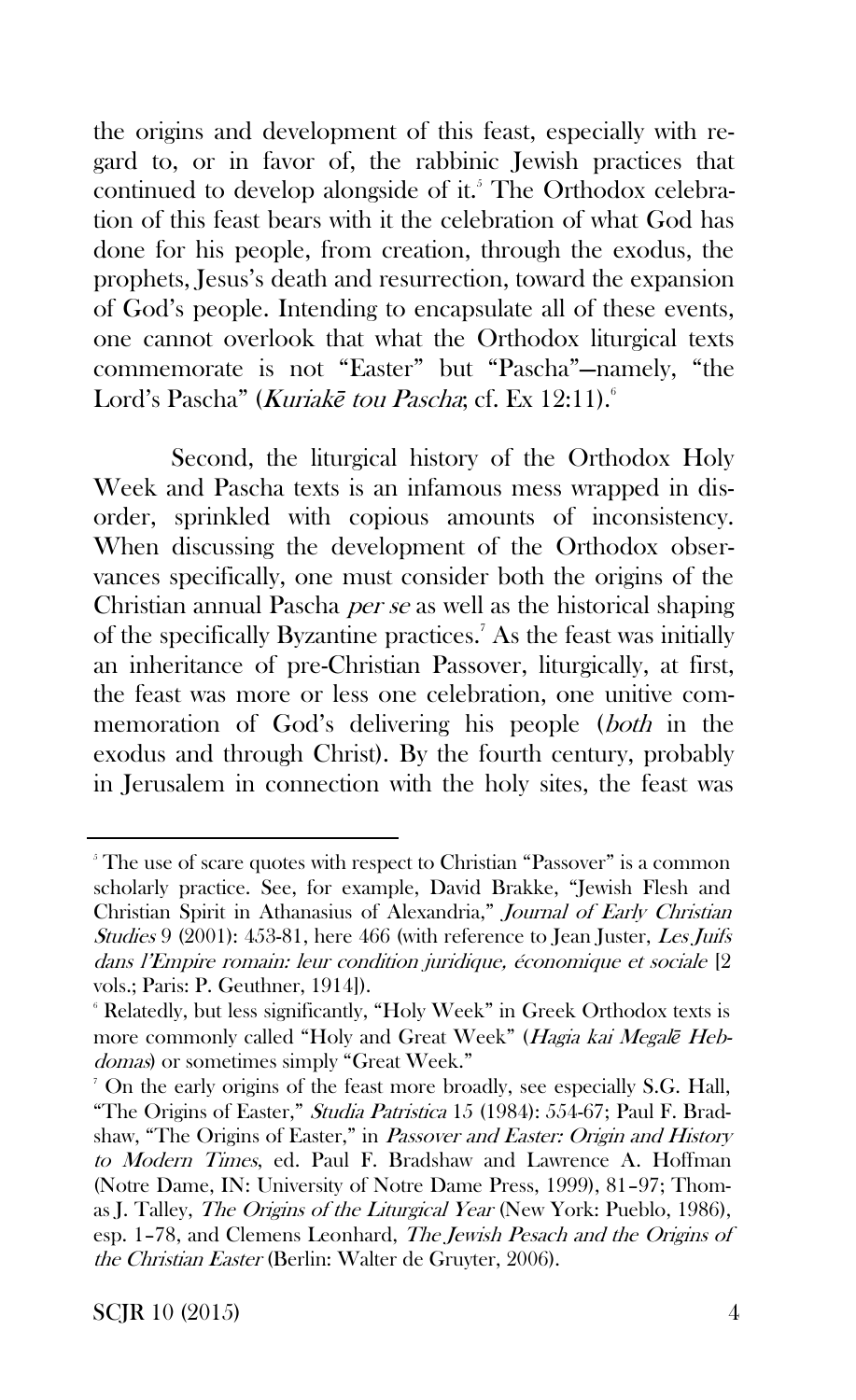the origins and development of this feast, especially with regard to, or in favor of, the rabbinic Jewish practices that continued to develop alongside of it.[5] The Orthodox celebration of this feast bears with it the celebration of what God has done for his people, from creation, through the exodus, the prophets, Jesus's death and resurrection, toward the expansion of God's people. Intending to encapsulate all of these events, one cannot overlook that what the Orthodox liturgical texts commemorate is not "Easter" but "Pascha"—namely, "the Lord's Pascha" (*Kuriakē tou Pascha*; cf. Ex 12:11).[6]

Second, the liturgical history of the Orthodox Holy Week and Pascha texts is an infamous mess wrapped in disorder, sprinkled with copious amounts of inconsistency. When discussing the development of the Orthodox observances specifically, one must consider both the origins of the Christian annual Pascha *per se* as well as the historical shaping of the specifically Byzantine practices.[7] As the feast was initially an inheritance of pre-Christian Passover, liturgically, at first, the feast was more or less one celebration, one unitive commemoration of God's delivering his people (*both* in the exodus and through Christ). By the fourth century, probably in Jerusalem in connection with the holy sites, the feast was

---

[5] The use of scare quotes with respect to Christian "Passover" is a common scholarly practice. See, for example, David Brakke, "Jewish Flesh and Christian Spirit in Athanasius of Alexandria," *Journal of Early Christian Studies* 9 (2001): 453-81, here 466 (with reference to Jean Juster, *Les Juifs dans l'Empire romain: leur condition juridique, économique et sociale* [2 vols.; Paris: P. Geuthner, 1914]).

[6] Relatedly, but less significantly, "Holy Week" in Greek Orthodox texts is more commonly called "Holy and Great Week" (*Hagia kai Megalē Hebdomas*) or sometimes simply "Great Week."

[7] On the early origins of the feast more broadly, see especially S.G. Hall, "The Origins of Easter," *Studia Patristica* 15 (1984): 554-67; Paul F. Bradshaw, "The Origins of Easter," in *Passover and Easter: Origin and History to Modern Times*, ed. Paul F. Bradshaw and Lawrence A. Hoffman (Notre Dame, IN: University of Notre Dame Press, 1999), 81–97; Thomas J. Talley, *The Origins of the Liturgical Year* (New York: Pueblo, 1986), esp. 1–78, and Clemens Leonhard, *The Jewish Pesach and the Origins of the Christian Easter* (Berlin: Walter de Gruyter, 2006).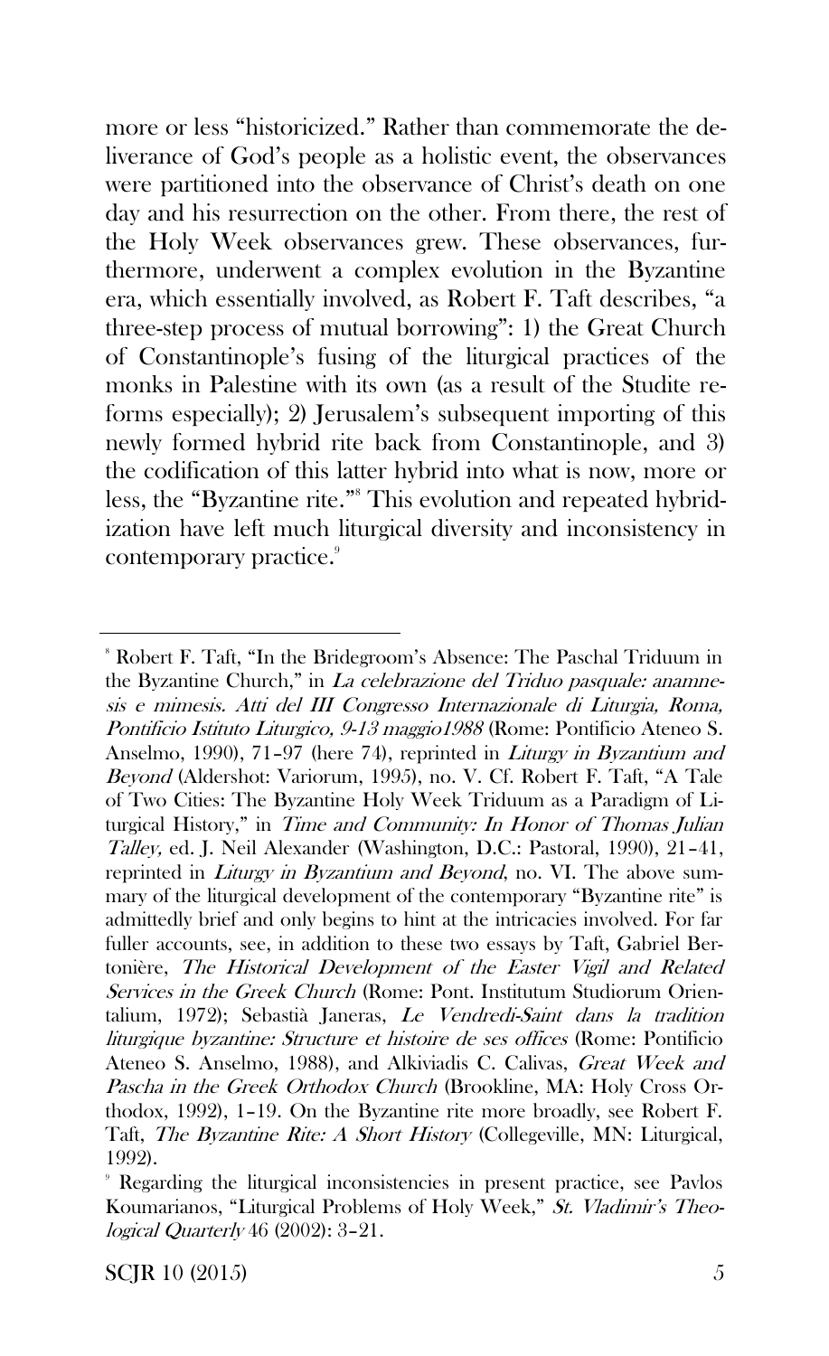more or less "historicized." Rather than commemorate the deliverance of God's people as a holistic event, the observances were partitioned into the observance of Christ's death on one day and his resurrection on the other. From there, the rest of the Holy Week observances grew. These observances, furthermore, underwent a complex evolution in the Byzantine era, which essentially involved, as Robert F. Taft describes, "a three-step process of mutual borrowing": 1) the Great Church of Constantinople's fusing of the liturgical practices of the monks in Palestine with its own (as a result of the Studite reforms especially); 2) Jerusalem's subsequent importing of this newly formed hybrid rite back from Constantinople, and 3) the codification of this latter hybrid into what is now, more or less, the "Byzantine rite."[8] This evolution and repeated hybridization have left much liturgical diversity and inconsistency in contemporary practice.[9]

---

[8] Robert F. Taft, "In the Bridegroom's Absence: The Paschal Triduum in the Byzantine Church," in *La celebrazione del Triduo pasquale: anamnesis e mimesis. Atti del III Congresso Internazionale di Liturgia, Roma, Pontificio Istituto Liturgico, 9-13 maggio1988* (Rome: Pontificio Ateneo S. Anselmo, 1990), 71–97 (here 74), reprinted in *Liturgy in Byzantium and Beyond* (Aldershot: Variorum, 1995), no. V. Cf. Robert F. Taft, "A Tale of Two Cities: The Byzantine Holy Week Triduum as a Paradigm of Liturgical History," in *Time and Community: In Honor of Thomas Julian Talley,* ed. J. Neil Alexander (Washington, D.C.: Pastoral, 1990), 21–41, reprinted in *Liturgy in Byzantium and Beyond,* no. VI. The above summary of the liturgical development of the contemporary "Byzantine rite" is admittedly brief and only begins to hint at the intricacies involved. For far fuller accounts, see, in addition to these two essays by Taft, Gabriel Bertonière, *The Historical Development of the Easter Vigil and Related Services in the Greek Church* (Rome: Pont. Institutum Studiorum Orientalium, 1972); Sebastià Janeras, *Le Vendredi-Saint dans la tradition liturgique byzantine: Structure et histoire de ses offices* (Rome: Pontificio Ateneo S. Anselmo, 1988), and Alkiviadis C. Calivas, *Great Week and Pascha in the Greek Orthodox Church* (Brookline, MA: Holy Cross Orthodox, 1992), 1–19. On the Byzantine rite more broadly, see Robert F. Taft, *The Byzantine Rite: A Short History* (Collegeville, MN: Liturgical, 1992).

[9] Regarding the liturgical inconsistencies in present practice, see Pavlos Koumarianos, "Liturgical Problems of Holy Week," *St. Vladimir's Theological Quarterly* 46 (2002): 3–21.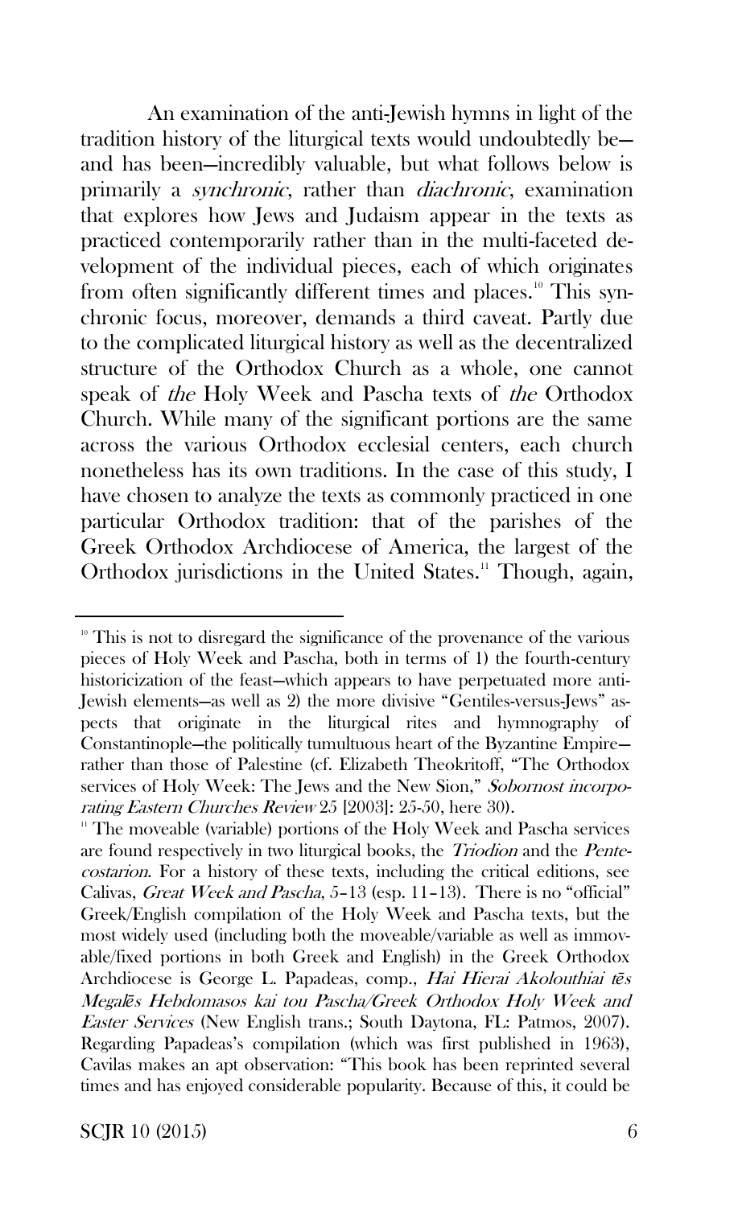An examination of the anti-Jewish hymns in light of the tradition history of the liturgical texts would undoubtedly be—and has been—incredibly valuable, but what follows below is primarily a *synchronic*, rather than *diachronic*, examination that explores how Jews and Judaism appear in the texts as practiced contemporarily rather than in the multi-faceted development of the individual pieces, each of which originates from often significantly different times and places.[10] This synchronic focus, moreover, demands a third caveat. Partly due to the complicated liturgical history as well as the decentralized structure of the Orthodox Church as a whole, one cannot speak of *the* Holy Week and Pascha texts of *the* Orthodox Church. While many of the significant portions are the same across the various Orthodox ecclesial centers, each church nonetheless has its own traditions. In the case of this study, I have chosen to analyze the texts as commonly practiced in one particular Orthodox tradition: that of the parishes of the Greek Orthodox Archdiocese of America, the largest of the Orthodox jurisdictions in the United States.[11] Though, again,

---

[10] This is not to disregard the significance of the provenance of the various pieces of Holy Week and Pascha, both in terms of 1) the fourth-century historicization of the feast—which appears to have perpetuated more anti-Jewish elements—as well as 2) the more divisive "Gentiles-versus-Jews" aspects that originate in the liturgical rites and hymnography of Constantinople—the politically tumultuous heart of the Byzantine Empire—rather than those of Palestine (cf. Elizabeth Theokritoff, "The Orthodox services of Holy Week: The Jews and the New Sion," *Sobornost incorporating Eastern Churches Review* 25 [2003]: 25-50, here 30).

[11] The moveable (variable) portions of the Holy Week and Pascha services are found respectively in two liturgical books, the *Triodion* and the *Pentecostarion*. For a history of these texts, including the critical editions, see Calivas, *Great Week and Pascha*, 5–13 (esp. 11–13). There is no "official" Greek/English compilation of the Holy Week and Pascha texts, but the most widely used (including both the moveable/variable as well as immovable/fixed portions in both Greek and English) in the Greek Orthodox Archdiocese is George L. Papadeas, comp., *Hai Hierai Akolouthiai tēs Megalēs Hebdomasos kai tou Pascha/Greek Orthodox Holy Week and Easter Services* (New English trans.; South Daytona, FL: Patmos, 2007). Regarding Papadeas's compilation (which was first published in 1963), Cavilas makes an apt observation: "This book has been reprinted several times and has enjoyed considerable popularity. Because of this, it could be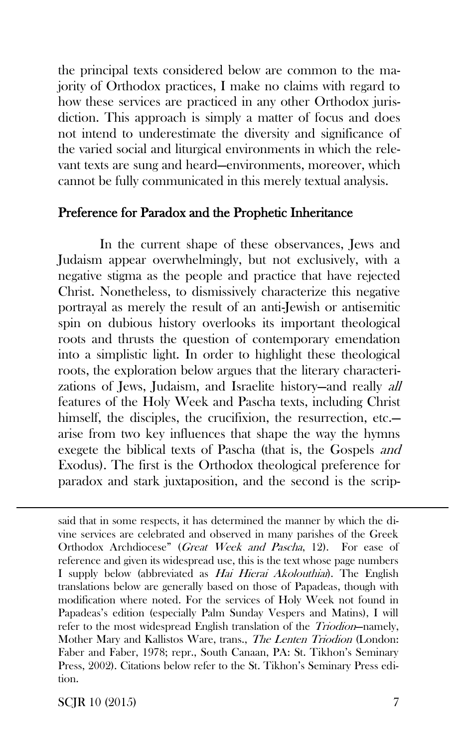the principal texts considered below are common to the majority of Orthodox practices, I make no claims with regard to how these services are practiced in any other Orthodox jurisdiction. This approach is simply a matter of focus and does not intend to underestimate the diversity and significance of the varied social and liturgical environments in which the relevant texts are sung and heard—environments, moreover, which cannot be fully communicated in this merely textual analysis.

## Preference for Paradox and the Prophetic Inheritance

In the current shape of these observances, Jews and Judaism appear overwhelmingly, but not exclusively, with a negative stigma as the people and practice that have rejected Christ. Nonetheless, to dismissively characterize this negative portrayal as merely the result of an anti-Jewish or antisemitic spin on dubious history overlooks its important theological roots and thrusts the question of contemporary emendation into a simplistic light. In order to highlight these theological roots, the exploration below argues that the literary characterizations of Jews, Judaism, and Israelite history—and really *all* features of the Holy Week and Pascha texts, including Christ himself, the disciples, the crucifixion, the resurrection, etc.—arise from two key influences that shape the way the hymns exegete the biblical texts of Pascha (that is, the Gospels *and* Exodus). The first is the Orthodox theological preference for paradox and stark juxtaposition, and the second is the scrip-

said that in some respects, it has determined the manner by which the divine services are celebrated and observed in many parishes of the Greek Orthodox Archdiocese" (*Great Week and Pascha*, 12). For ease of reference and given its widespread use, this is the text whose page numbers I supply below (abbreviated as *Hai Hierai Akolouthiai*). The English translations below are generally based on those of Papadeas, though with modification where noted. For the services of Holy Week not found in Papadeas's edition (especially Palm Sunday Vespers and Matins), I will refer to the most widespread English translation of the *Triodion*—namely, Mother Mary and Kallistos Ware, trans., *The Lenten Triodion* (London: Faber and Faber, 1978; repr., South Canaan, PA: St. Tikhon's Seminary Press, 2002). Citations below refer to the St. Tikhon's Seminary Press edition.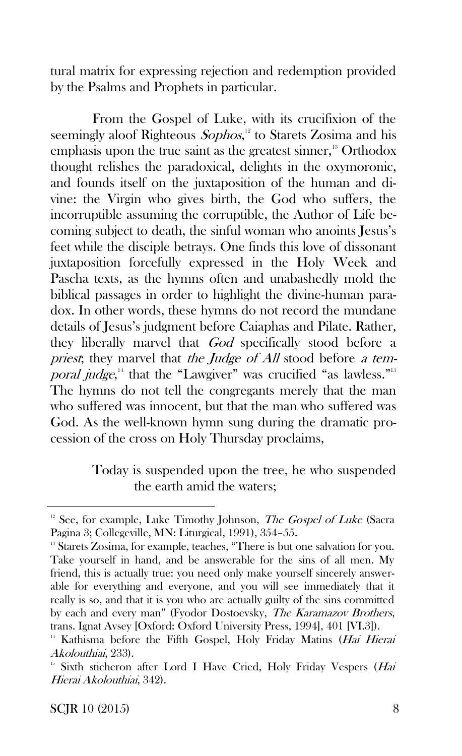tural matrix for expressing rejection and redemption provided by the Psalms and Prophets in particular.

From the Gospel of Luke, with its crucifixion of the seemingly aloof Righteous *Sophos*,[12] to Starets Zosima and his emphasis upon the true saint as the greatest sinner,[13] Orthodox thought relishes the paradoxical, delights in the oxymoronic, and founds itself on the juxtaposition of the human and divine: the Virgin who gives birth, the God who suffers, the incorruptible assuming the corruptible, the Author of Life becoming subject to death, the sinful woman who anoints Jesus's feet while the disciple betrays. One finds this love of dissonant juxtaposition forcefully expressed in the Holy Week and Pascha texts, as the hymns often and unabashedly mold the biblical passages in order to highlight the divine-human paradox. In other words, these hymns do not record the mundane details of Jesus's judgment before Caiaphas and Pilate. Rather, they liberally marvel that *God* specifically stood before a *priest*; they marvel that *the Judge of All* stood before *a temporal judge*,[14] that the "Lawgiver" was crucified "as lawless."[15] The hymns do not tell the congregants merely that the man who suffered was innocent, but that the man who suffered was God. As the well-known hymn sung during the dramatic procession of the cross on Holy Thursday proclaims,

> Today is suspended upon the tree, he who suspended the earth amid the waters;

---

[12] See, for example, Luke Timothy Johnson, *The Gospel of Luke* (Sacra Pagina 3; Collegeville, MN: Liturgical, 1991), 354–55.

[13] Starets Zosima, for example, teaches, "There is but one salvation for you. Take yourself in hand, and be answerable for the sins of all men. My friend, this is actually true: you need only make yourself sincerely answerable for everything and everyone, and you will see immediately that it really is so, and that it is you who are actually guilty of the sins committed by each and every man" (Fyodor Dostoevsky, *The Karamazov Brothers*, trans. Ignat Avsey [Oxford: Oxford University Press, 1994], 401 [VI.3]).

[14] Kathisma before the Fifth Gospel, Holy Friday Matins (*Hai Hierai Akolouthiai*, 233).

[15] Sixth sticheron after Lord I Have Cried, Holy Friday Vespers (*Hai Hierai Akolouthiai*, 342).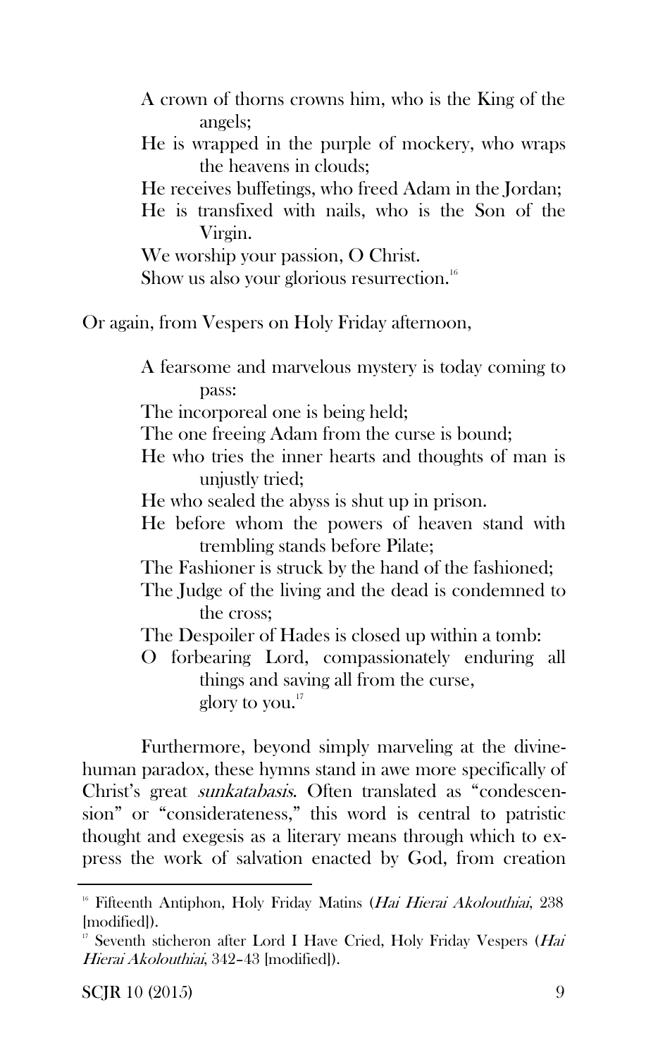A crown of thorns crowns him, who is the King of the angels;
He is wrapped in the purple of mockery, who wraps the heavens in clouds;
He receives buffetings, who freed Adam in the Jordan;
He is transfixed with nails, who is the Son of the Virgin.
We worship your passion, O Christ.
Show us also your glorious resurrection.[16]

Or again, from Vespers on Holy Friday afternoon,

A fearsome and marvelous mystery is today coming to pass:
The incorporeal one is being held;
The one freeing Adam from the curse is bound;
He who tries the inner hearts and thoughts of man is unjustly tried;
He who sealed the abyss is shut up in prison.
He before whom the powers of heaven stand with trembling stands before Pilate;
The Fashioner is struck by the hand of the fashioned;
The Judge of the living and the dead is condemned to the cross;
The Despoiler of Hades is closed up within a tomb:
O forbearing Lord, compassionately enduring all things and saving all from the curse,
glory to you.[17]

Furthermore, beyond simply marveling at the divine-human paradox, these hymns stand in awe more specifically of Christ's great *sunkatabasis*. Often translated as "condescension" or "considerateness," this word is central to patristic thought and exegesis as a literary means through which to express the work of salvation enacted by God, from creation

---

[16] Fifteenth Antiphon, Holy Friday Matins (*Hai Hierai Akolouthiai*, 238 [modified]).

[17] Seventh sticheron after Lord I Have Cried, Holy Friday Vespers (*Hai Hierai Akolouthiai*, 342–43 [modified]).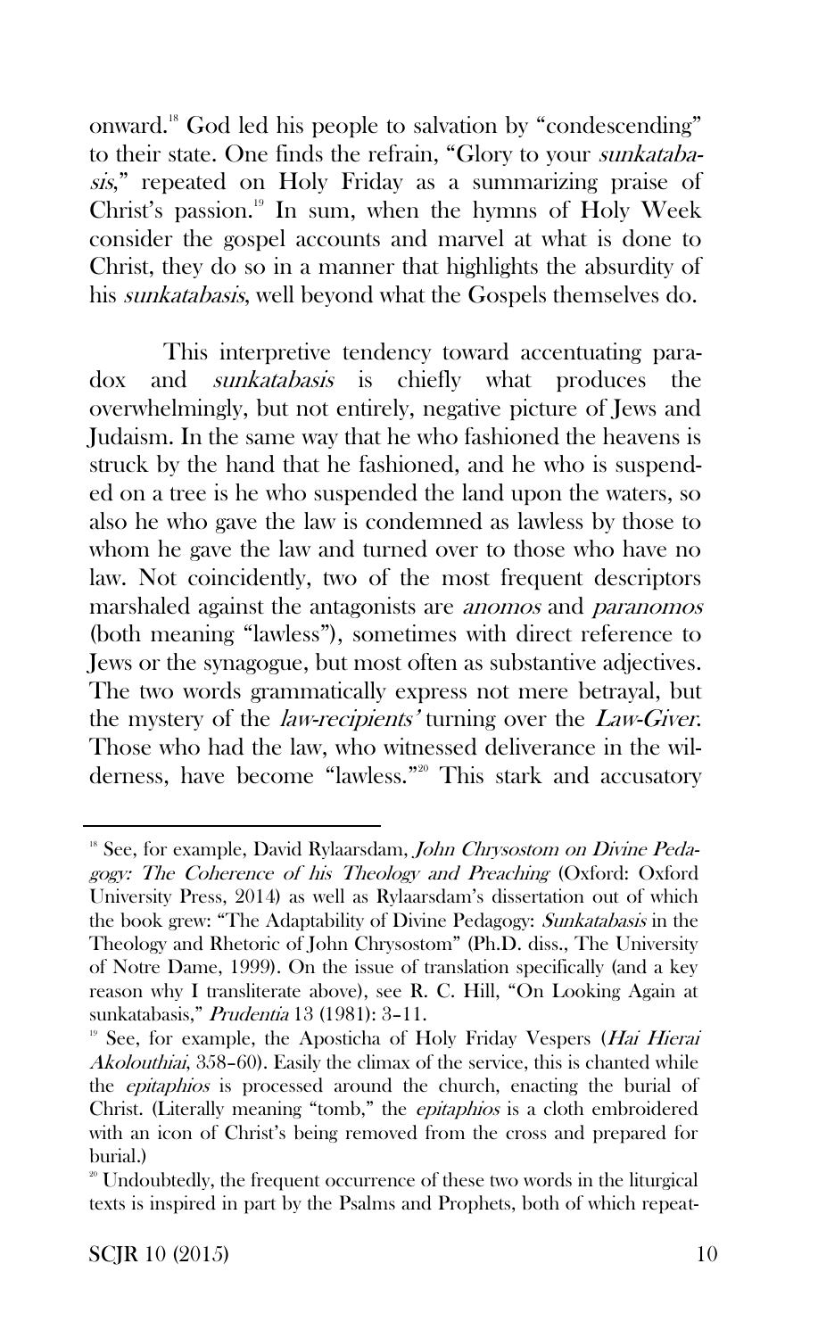onward.[18] God led his people to salvation by "condescending" to their state. One finds the refrain, "Glory to your *sunkatabasis*," repeated on Holy Friday as a summarizing praise of Christ's passion.[19] In sum, when the hymns of Holy Week consider the gospel accounts and marvel at what is done to Christ, they do so in a manner that highlights the absurdity of his *sunkatabasis*, well beyond what the Gospels themselves do.

This interpretive tendency toward accentuating paradox and *sunkatabasis* is chiefly what produces the overwhelmingly, but not entirely, negative picture of Jews and Judaism. In the same way that he who fashioned the heavens is struck by the hand that he fashioned, and he who is suspended on a tree is he who suspended the land upon the waters, so also he who gave the law is condemned as lawless by those to whom he gave the law and turned over to those who have no law. Not coincidently, two of the most frequent descriptors marshaled against the antagonists are *anomos* and *paranomos* (both meaning "lawless"), sometimes with direct reference to Jews or the synagogue, but most often as substantive adjectives. The two words grammatically express not mere betrayal, but the mystery of the *law-recipients'* turning over the *Law-Giver*. Those who had the law, who witnessed deliverance in the wilderness, have become "lawless."[20] This stark and accusatory

---

[18] See, for example, David Rylaarsdam, *John Chrysostom on Divine Pedagogy: The Coherence of his Theology and Preaching* (Oxford: Oxford University Press, 2014) as well as Rylaarsdam's dissertation out of which the book grew: "The Adaptability of Divine Pedagogy: *Sunkatabasis* in the Theology and Rhetoric of John Chrysostom" (Ph.D. diss., The University of Notre Dame, 1999). On the issue of translation specifically (and a key reason why I transliterate above), see R. C. Hill, "On Looking Again at sunkatabasis," *Prudentia* 13 (1981): 3–11.

[19] See, for example, the Aposticha of Holy Friday Vespers (*Hai Hierai Akolouthiai*, 358–60). Easily the climax of the service, this is chanted while the *epitaphios* is processed around the church, enacting the burial of Christ. (Literally meaning "tomb," the *epitaphios* is a cloth embroidered with an icon of Christ's being removed from the cross and prepared for burial.)

[20] Undoubtedly, the frequent occurrence of these two words in the liturgical texts is inspired in part by the Psalms and Prophets, both of which repeat-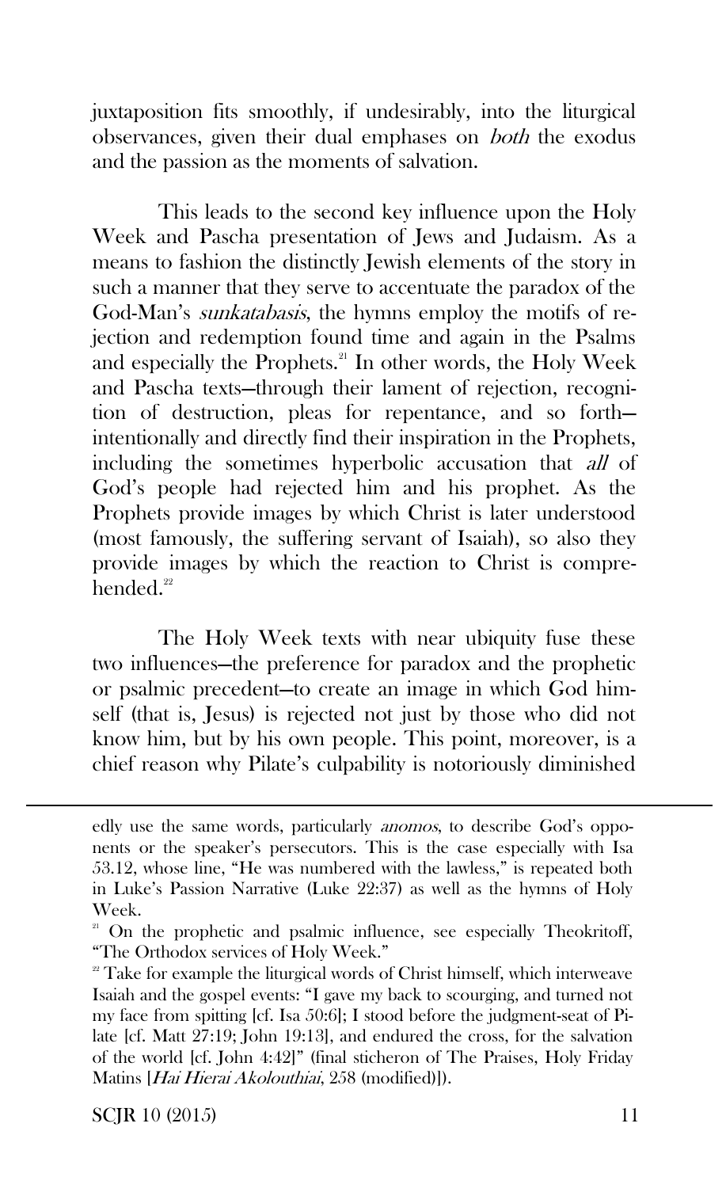juxtaposition fits smoothly, if undesirably, into the liturgical observances, given their dual emphases on *both* the exodus and the passion as the moments of salvation.

This leads to the second key influence upon the Holy Week and Pascha presentation of Jews and Judaism. As a means to fashion the distinctly Jewish elements of the story in such a manner that they serve to accentuate the paradox of the God-Man's *sunkatabasis*, the hymns employ the motifs of rejection and redemption found time and again in the Psalms and especially the Prophets.[21] In other words, the Holy Week and Pascha texts—through their lament of rejection, recognition of destruction, pleas for repentance, and so forth—intentionally and directly find their inspiration in the Prophets, including the sometimes hyperbolic accusation that *all* of God's people had rejected him and his prophet. As the Prophets provide images by which Christ is later understood (most famously, the suffering servant of Isaiah), so also they provide images by which the reaction to Christ is comprehended.[22]

The Holy Week texts with near ubiquity fuse these two influences—the preference for paradox and the prophetic or psalmic precedent—to create an image in which God himself (that is, Jesus) is rejected not just by those who did not know him, but by his own people. This point, moreover, is a chief reason why Pilate's culpability is notoriously diminished

---

edly use the same words, particularly *anomos*, to describe God's opponents or the speaker's persecutors. This is the case especially with Isa 53.12, whose line, "He was numbered with the lawless," is repeated both in Luke's Passion Narrative (Luke 22:37) as well as the hymns of Holy Week.

[21] On the prophetic and psalmic influence, see especially Theokritoff, "The Orthodox services of Holy Week."

[22] Take for example the liturgical words of Christ himself, which interweave Isaiah and the gospel events: "I gave my back to scourging, and turned not my face from spitting [cf. Isa 50:6]; I stood before the judgment-seat of Pilate [cf. Matt 27:19; John 19:13], and endured the cross, for the salvation of the world [cf. John 4:42]" (final sticheron of The Praises, Holy Friday Matins [*Hai Hierai Akolouthiai,* 258 (modified)]).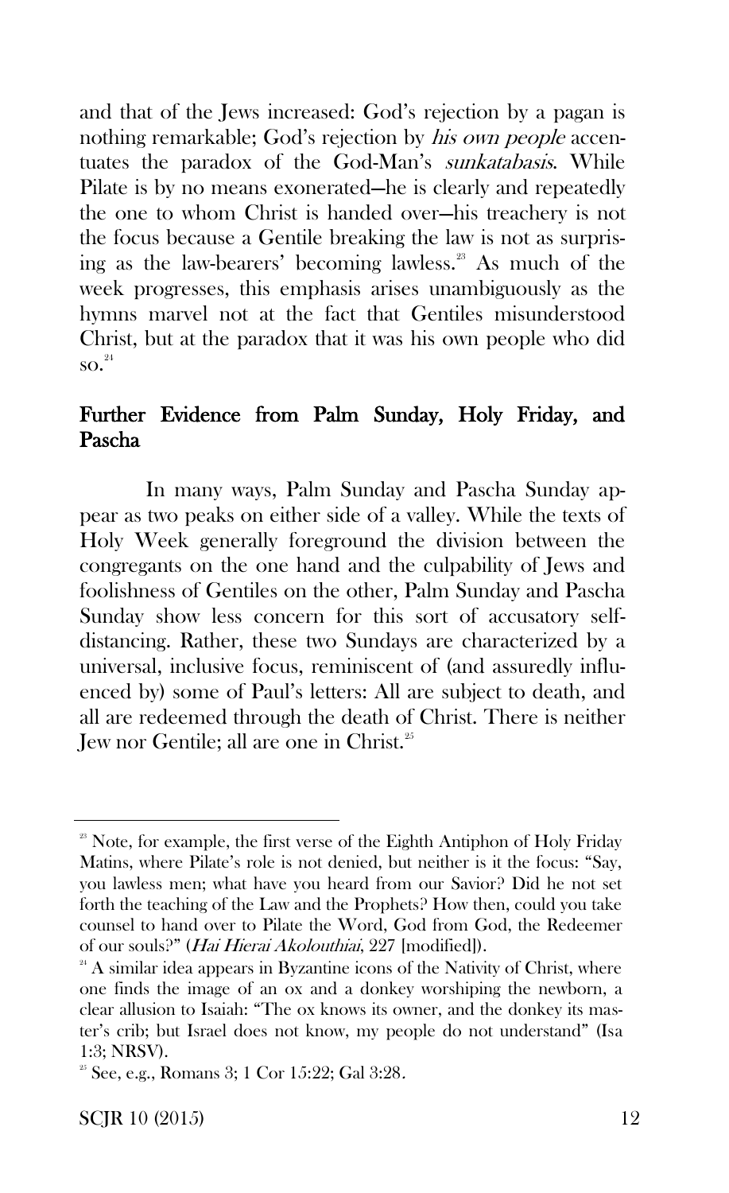and that of the Jews increased: God's rejection by a pagan is nothing remarkable; God's rejection by *his own people* accentuates the paradox of the God-Man's *sunkatabasis*. While Pilate is by no means exonerated—he is clearly and repeatedly the one to whom Christ is handed over—his treachery is not the focus because a Gentile breaking the law is not as surprising as the law-bearers' becoming lawless.[23] As much of the week progresses, this emphasis arises unambiguously as the hymns marvel not at the fact that Gentiles misunderstood Christ, but at the paradox that it was his own people who did so.[24]

## Further Evidence from Palm Sunday, Holy Friday, and Pascha

In many ways, Palm Sunday and Pascha Sunday appear as two peaks on either side of a valley. While the texts of Holy Week generally foreground the division between the congregants on the one hand and the culpability of Jews and foolishness of Gentiles on the other, Palm Sunday and Pascha Sunday show less concern for this sort of accusatory self-distancing. Rather, these two Sundays are characterized by a universal, inclusive focus, reminiscent of (and assuredly influenced by) some of Paul's letters: All are subject to death, and all are redeemed through the death of Christ. There is neither Jew nor Gentile; all are one in Christ.[25]

---

[23] Note, for example, the first verse of the Eighth Antiphon of Holy Friday Matins, where Pilate's role is not denied, but neither is it the focus: "Say, you lawless men; what have you heard from our Savior? Did he not set forth the teaching of the Law and the Prophets? How then, could you take counsel to hand over to Pilate the Word, God from God, the Redeemer of our souls?" (*Hai Hierai Akolouthiai*, 227 [modified]).

[24] A similar idea appears in Byzantine icons of the Nativity of Christ, where one finds the image of an ox and a donkey worshiping the newborn, a clear allusion to Isaiah: "The ox knows its owner, and the donkey its master's crib; but Israel does not know, my people do not understand" (Isa 1:3; NRSV).

[25] See, e.g., Romans 3; 1 Cor 15:22; Gal 3:28.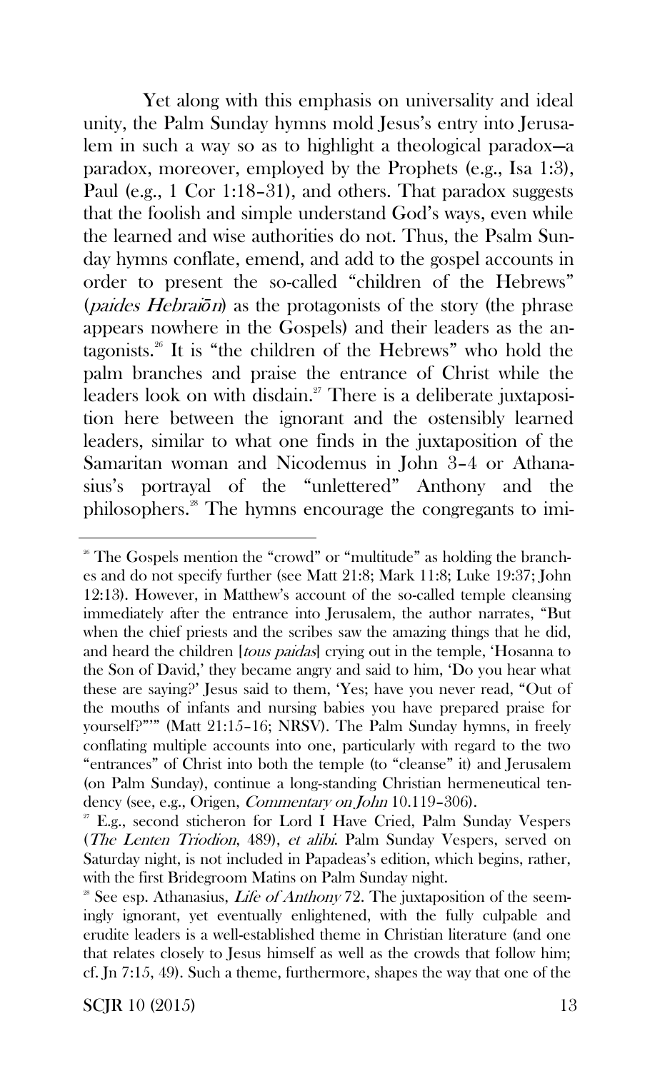Yet along with this emphasis on universality and ideal unity, the Palm Sunday hymns mold Jesus's entry into Jerusalem in such a way so as to highlight a theological paradox—a paradox, moreover, employed by the Prophets (e.g., Isa 1:3), Paul (e.g., 1 Cor 1:18–31), and others. That paradox suggests that the foolish and simple understand God's ways, even while the learned and wise authorities do not. Thus, the Psalm Sunday hymns conflate, emend, and add to the gospel accounts in order to present the so-called "children of the Hebrews" (*paides Hebraiōn*) as the protagonists of the story (the phrase appears nowhere in the Gospels) and their leaders as the antagonists.[26] It is "the children of the Hebrews" who hold the palm branches and praise the entrance of Christ while the leaders look on with disdain.[27] There is a deliberate juxtaposition here between the ignorant and the ostensibly learned leaders, similar to what one finds in the juxtaposition of the Samaritan woman and Nicodemus in John 3–4 or Athanasius's portrayal of the "unlettered" Anthony and the philosophers.[28] The hymns encourage the congregants to imi-

---

[26] The Gospels mention the "crowd" or "multitude" as holding the branches and do not specify further (see Matt 21:8; Mark 11:8; Luke 19:37; John 12:13). However, in Matthew's account of the so-called temple cleansing immediately after the entrance into Jerusalem, the author narrates, "But when the chief priests and the scribes saw the amazing things that he did, and heard the children [*tous paidas*] crying out in the temple, 'Hosanna to the Son of David,' they became angry and said to him, 'Do you hear what these are saying?' Jesus said to them, 'Yes; have you never read, "Out of the mouths of infants and nursing babies you have prepared praise for yourself?"'" (Matt 21:15–16; NRSV). The Palm Sunday hymns, in freely conflating multiple accounts into one, particularly with regard to the two "entrances" of Christ into both the temple (to "cleanse" it) and Jerusalem (on Palm Sunday), continue a long-standing Christian hermeneutical tendency (see, e.g., Origen, *Commentary on John* 10.119–306).

[27] E.g., second sticheron for Lord I Have Cried, Palm Sunday Vespers (*The Lenten Triodion*, 489), *et alibi*. Palm Sunday Vespers, served on Saturday night, is not included in Papadeas's edition, which begins, rather, with the first Bridegroom Matins on Palm Sunday night.

[28] See esp. Athanasius, *Life of Anthony* 72. The juxtaposition of the seemingly ignorant, yet eventually enlightened, with the fully culpable and erudite leaders is a well-established theme in Christian literature (and one that relates closely to Jesus himself as well as the crowds that follow him; cf. Jn 7:15, 49). Such a theme, furthermore, shapes the way that one of the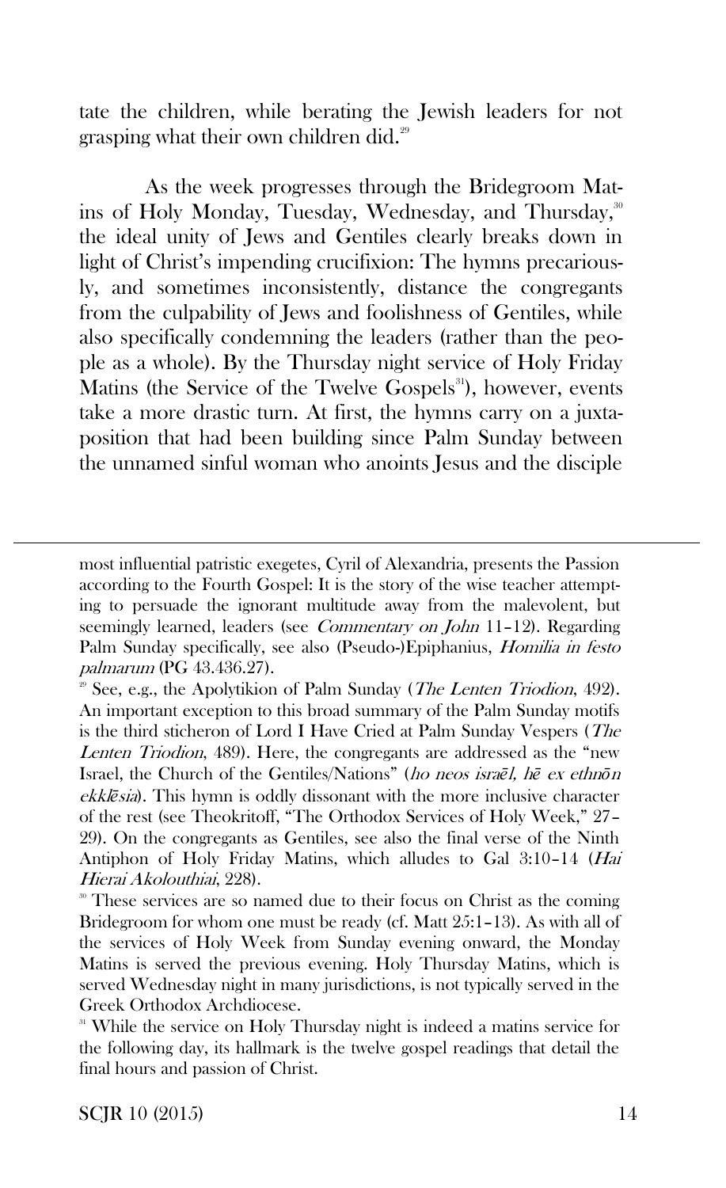tate the children, while berating the Jewish leaders for not grasping what their own children did.[29]

As the week progresses through the Bridegroom Matins of Holy Monday, Tuesday, Wednesday, and Thursday,[30] the ideal unity of Jews and Gentiles clearly breaks down in light of Christ's impending crucifixion: The hymns precariously, and sometimes inconsistently, distance the congregants from the culpability of Jews and foolishness of Gentiles, while also specifically condemning the leaders (rather than the people as a whole). By the Thursday night service of Holy Friday Matins (the Service of the Twelve Gospels[31]), however, events take a more drastic turn. At first, the hymns carry on a juxtaposition that had been building since Palm Sunday between the unnamed sinful woman who anoints Jesus and the disciple

---

most influential patristic exegetes, Cyril of Alexandria, presents the Passion according to the Fourth Gospel: It is the story of the wise teacher attempting to persuade the ignorant multitude away from the malevolent, but seemingly learned, leaders (see *Commentary on John* 11–12). Regarding Palm Sunday specifically, see also (Pseudo-)Epiphanius, *Homilia in festo palmarum* (PG 43.436.27).

[29] See, e.g., the Apolytikion of Palm Sunday (*The Lenten Triodion*, 492). An important exception to this broad summary of the Palm Sunday motifs is the third sticheron of Lord I Have Cried at Palm Sunday Vespers (*The Lenten Triodion*, 489). Here, the congregants are addressed as the "new Israel, the Church of the Gentiles/Nations" (*ho neos israēl, hē ex ethnōn ekklēsia*). This hymn is oddly dissonant with the more inclusive character of the rest (see Theokritoff, "The Orthodox Services of Holy Week," 27–29). On the congregants as Gentiles, see also the final verse of the Ninth Antiphon of Holy Friday Matins, which alludes to Gal 3:10–14 (*Hai Hierai Akolouthiai*, 228).

[30] These services are so named due to their focus on Christ as the coming Bridegroom for whom one must be ready (cf. Matt 25:1–13). As with all of the services of Holy Week from Sunday evening onward, the Monday Matins is served the previous evening. Holy Thursday Matins, which is served Wednesday night in many jurisdictions, is not typically served in the Greek Orthodox Archdiocese.

[31] While the service on Holy Thursday night is indeed a matins service for the following day, its hallmark is the twelve gospel readings that detail the final hours and passion of Christ.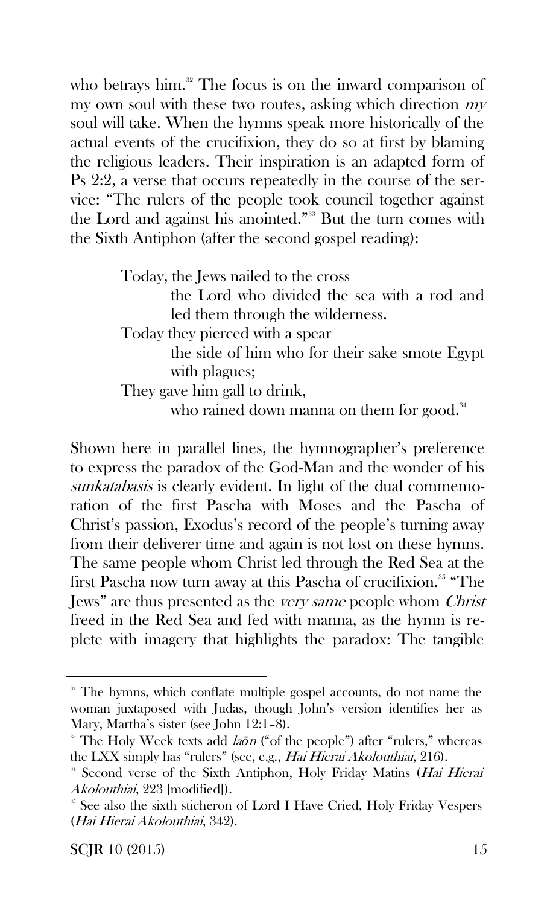who betrays him.[32] The focus is on the inward comparison of my own soul with these two routes, asking which direction *my* soul will take. When the hymns speak more historically of the actual events of the crucifixion, they do so at first by blaming the religious leaders. Their inspiration is an adapted form of Ps 2:2, a verse that occurs repeatedly in the course of the service: "The rulers of the people took council together against the Lord and against his anointed."[33] But the turn comes with the Sixth Antiphon (after the second gospel reading):

> Today, the Jews nailed to the cross
> the Lord who divided the sea with a rod and led them through the wilderness.
> Today they pierced with a spear
> the side of him who for their sake smote Egypt with plagues;
> They gave him gall to drink,
> who rained down manna on them for good.[34]

Shown here in parallel lines, the hymnographer's preference to express the paradox of the God-Man and the wonder of his *sunkatabasis* is clearly evident. In light of the dual commemoration of the first Pascha with Moses and the Pascha of Christ's passion, Exodus's record of the people's turning away from their deliverer time and again is not lost on these hymns. The same people whom Christ led through the Red Sea at the first Pascha now turn away at this Pascha of crucifixion.[35] "The Jews" are thus presented as the *very same* people whom *Christ* freed in the Red Sea and fed with manna, as the hymn is replete with imagery that highlights the paradox: The tangible

---

[32] The hymns, which conflate multiple gospel accounts, do not name the woman juxtaposed with Judas, though John's version identifies her as Mary, Martha's sister (see John 12:1–8).

[33] The Holy Week texts add *laōn* ("of the people") after "rulers," whereas the LXX simply has "rulers" (see, e.g., *Hai Hierai Akolouthiai*, 216).

[34] Second verse of the Sixth Antiphon, Holy Friday Matins (*Hai Hierai Akolouthiai*, 223 [modified]).

[35] See also the sixth sticheron of Lord I Have Cried, Holy Friday Vespers (*Hai Hierai Akolouthiai*, 342).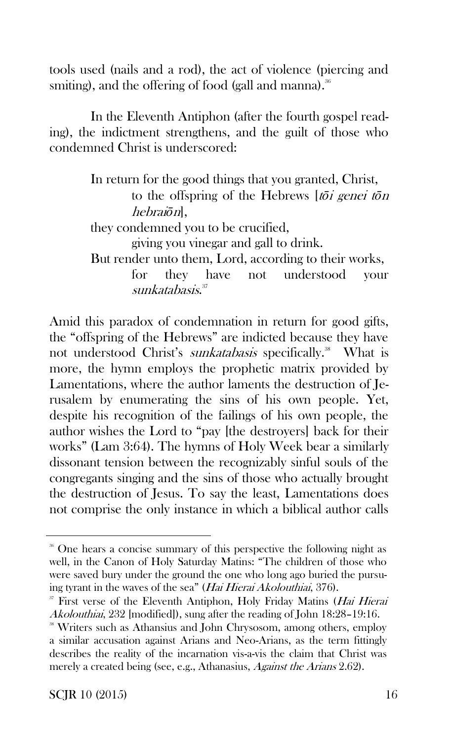tools used (nails and a rod), the act of violence (piercing and smiting), and the offering of food (gall and manna).[36]

In the Eleventh Antiphon (after the fourth gospel reading), the indictment strengthens, and the guilt of those who condemned Christ is underscored:

> In return for the good things that you granted, Christ,
> to the offspring of the Hebrews [*tōi genei tōn hebraiōn*],
> they condemned you to be crucified,
> giving you vinegar and gall to drink.
> But render unto them, Lord, according to their works,
> for they have not understood your *sunkatabasis*.[37]

Amid this paradox of condemnation in return for good gifts, the "offspring of the Hebrews" are indicted because they have not understood Christ's *sunkatabasis* specifically.[38] What is more, the hymn employs the prophetic matrix provided by Lamentations, where the author laments the destruction of Jerusalem by enumerating the sins of his own people. Yet, despite his recognition of the failings of his own people, the author wishes the Lord to "pay [the destroyers] back for their works" (Lam 3:64). The hymns of Holy Week bear a similarly dissonant tension between the recognizably sinful souls of the congregants singing and the sins of those who actually brought the destruction of Jesus. To say the least, Lamentations does not comprise the only instance in which a biblical author calls

---

[36] One hears a concise summary of this perspective the following night as well, in the Canon of Holy Saturday Matins: "The children of those who were saved bury under the ground the one who long ago buried the pursuing tyrant in the waves of the sea" (*Hai Hierai Akolouthiai*, 376).

[37] First verse of the Eleventh Antiphon, Holy Friday Matins (*Hai Hierai Akolouthiai*, 232 [modified]), sung after the reading of John 18:28–19:16.

[38] Writers such as Athansius and John Chrysosom, among others, employ a similar accusation against Arians and Neo-Arians, as the term fittingly describes the reality of the incarnation vis-a-vis the claim that Christ was merely a created being (see, e.g., Athanasius, *Against the Arians* 2.62).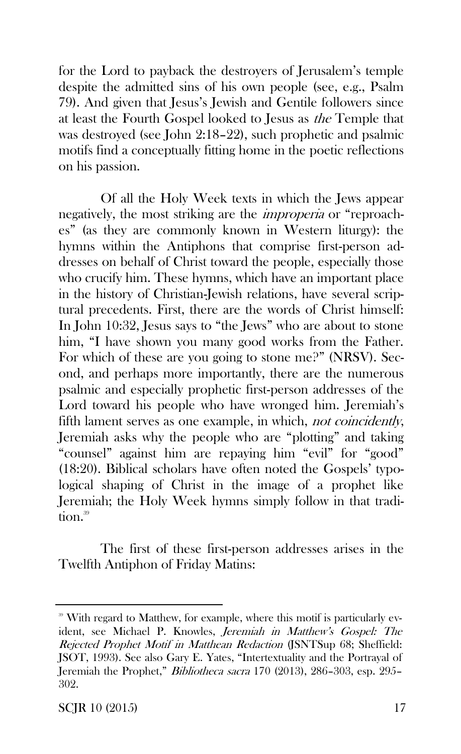for the Lord to payback the destroyers of Jerusalem's temple despite the admitted sins of his own people (see, e.g., Psalm 79). And given that Jesus's Jewish and Gentile followers since at least the Fourth Gospel looked to Jesus as *the* Temple that was destroyed (see John 2:18–22), such prophetic and psalmic motifs find a conceptually fitting home in the poetic reflections on his passion.

Of all the Holy Week texts in which the Jews appear negatively, the most striking are the *improperia* or "reproaches" (as they are commonly known in Western liturgy): the hymns within the Antiphons that comprise first-person addresses on behalf of Christ toward the people, especially those who crucify him. These hymns, which have an important place in the history of Christian-Jewish relations, have several scriptural precedents. First, there are the words of Christ himself: In John 10:32, Jesus says to "the Jews" who are about to stone him, "I have shown you many good works from the Father. For which of these are you going to stone me?" (NRSV). Second, and perhaps more importantly, there are the numerous psalmic and especially prophetic first-person addresses of the Lord toward his people who have wronged him. Jeremiah's fifth lament serves as one example, in which, *not coincidently*, Jeremiah asks why the people who are "plotting" and taking "counsel" against him are repaying him "evil" for "good" (18:20). Biblical scholars have often noted the Gospels' typological shaping of Christ in the image of a prophet like Jeremiah; the Holy Week hymns simply follow in that tradition.[39]

The first of these first-person addresses arises in the Twelfth Antiphon of Friday Matins:

---

[39] With regard to Matthew, for example, where this motif is particularly evident, see Michael P. Knowles, *Jeremiah in Matthew's Gospel: The Rejected Prophet Motif in Matthean Redaction* (JSNTSup 68; Sheffield: JSOT, 1993). See also Gary E. Yates, "Intertextuality and the Portrayal of Jeremiah the Prophet," *Bibliotheca sacra* 170 (2013), 286–303, esp. 295–302.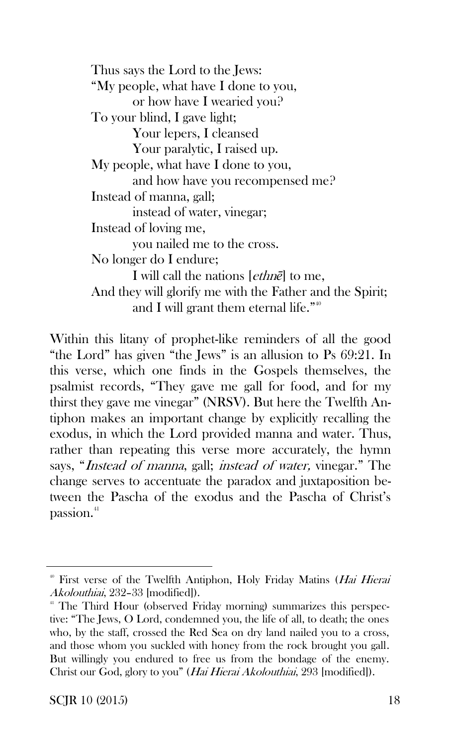Thus says the Lord to the Jews:  
"My people, what have I done to you,  
    or how have I wearied you?  
To your blind, I gave light;  
    Your lepers, I cleansed  
    Your paralytic, I raised up.  
My people, what have I done to you,  
    and how have you recompensed me?  
Instead of manna, gall;  
    instead of water, vinegar;  
Instead of loving me,  
    you nailed me to the cross.  
No longer do I endure;  
    I will call the nations [*ethnē*] to me,  
And they will glorify me with the Father and the Spirit;  
    and I will grant them eternal life."[40]

Within this litany of prophet-like reminders of all the good "the Lord" has given "the Jews" is an allusion to Ps 69:21. In this verse, which one finds in the Gospels themselves, the psalmist records, "They gave me gall for food, and for my thirst they gave me vinegar" (NRSV). But here the Twelfth Antiphon makes an important change by explicitly recalling the exodus, in which the Lord provided manna and water. Thus, rather than repeating this verse more accurately, the hymn says, "*Instead of manna*, gall; *instead of water,* vinegar." The change serves to accentuate the paradox and juxtaposition between the Pascha of the exodus and the Pascha of Christ's passion.[41]

---

[40] First verse of the Twelfth Antiphon, Holy Friday Matins (*Hai Hierai Akolouthiai*, 232–33 [modified]).

[41] The Third Hour (observed Friday morning) summarizes this perspective: "The Jews, O Lord, condemned you, the life of all, to death; the ones who, by the staff, crossed the Red Sea on dry land nailed you to a cross, and those whom you suckled with honey from the rock brought you gall. But willingly you endured to free us from the bondage of the enemy. Christ our God, glory to you" (*Hai Hierai Akolouthiai*, 293 [modified]).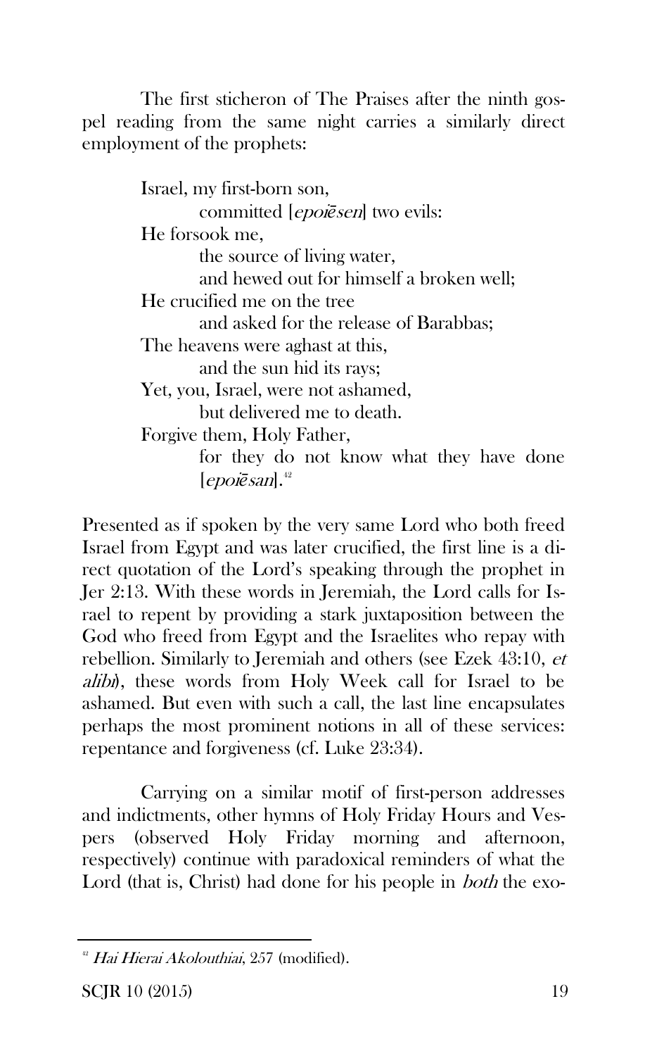The first sticheron of The Praises after the ninth gospel reading from the same night carries a similarly direct employment of the prophets:

> Israel, my first-born son,
> committed [*epoiēsen*] two evils:
> He forsook me,
> the source of living water,
> and hewed out for himself a broken well;
> He crucified me on the tree
> and asked for the release of Barabbas;
> The heavens were aghast at this,
> and the sun hid its rays;
> Yet, you, Israel, were not ashamed,
> but delivered me to death.
> Forgive them, Holy Father,
> for they do not know what they have done [*epoiēsan*].[42]

Presented as if spoken by the very same Lord who both freed Israel from Egypt and was later crucified, the first line is a direct quotation of the Lord's speaking through the prophet in Jer 2:13. With these words in Jeremiah, the Lord calls for Israel to repent by providing a stark juxtaposition between the God who freed from Egypt and the Israelites who repay with rebellion. Similarly to Jeremiah and others (see Ezek 43:10, *et alibi*), these words from Holy Week call for Israel to be ashamed. But even with such a call, the last line encapsulates perhaps the most prominent notions in all of these services: repentance and forgiveness (cf. Luke 23:34).

Carrying on a similar motif of first-person addresses and indictments, other hymns of Holy Friday Hours and Vespers (observed Holy Friday morning and afternoon, respectively) continue with paradoxical reminders of what the Lord (that is, Christ) had done for his people in *both* the exo-

---

[42] *Hai Hierai Akolouthiai*, 257 (modified).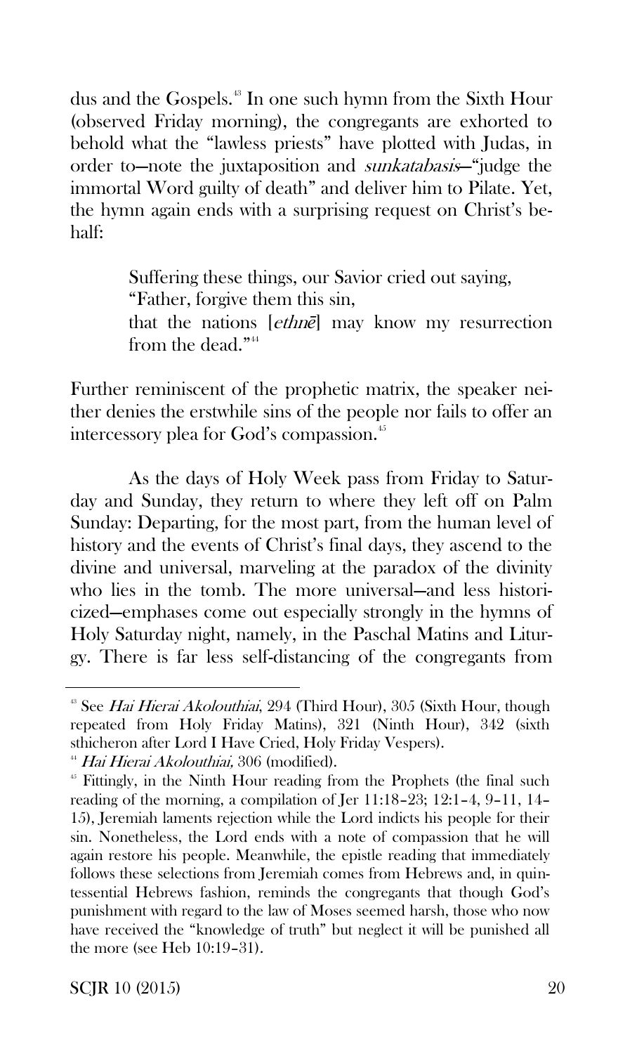dus and the Gospels.[43] In one such hymn from the Sixth Hour (observed Friday morning), the congregants are exhorted to behold what the "lawless priests" have plotted with Judas, in order to—note the juxtaposition and *sunkatabasis*—"judge the immortal Word guilty of death" and deliver him to Pilate. Yet, the hymn again ends with a surprising request on Christ's behalf:

> Suffering these things, our Savior cried out saying,
> "Father, forgive them this sin,
> that the nations [*ethnē*] may know my resurrection from the dead."[44]

Further reminiscent of the prophetic matrix, the speaker neither denies the erstwhile sins of the people nor fails to offer an intercessory plea for God's compassion.[45]

As the days of Holy Week pass from Friday to Saturday and Sunday, they return to where they left off on Palm Sunday: Departing, for the most part, from the human level of history and the events of Christ's final days, they ascend to the divine and universal, marveling at the paradox of the divinity who lies in the tomb. The more universal—and less historicized—emphases come out especially strongly in the hymns of Holy Saturday night, namely, in the Paschal Matins and Liturgy. There is far less self-distancing of the congregants from

---

[43] See *Hai Hierai Akolouthiai*, 294 (Third Hour), 305 (Sixth Hour, though repeated from Holy Friday Matins), 321 (Ninth Hour), 342 (sixth sticheron after Lord I Have Cried, Holy Friday Vespers).

[44] *Hai Hierai Akolouthiai,* 306 (modified).

[45] Fittingly, in the Ninth Hour reading from the Prophets (the final such reading of the morning, a compilation of Jer 11:18–23; 12:1–4, 9–11, 14–15), Jeremiah laments rejection while the Lord indicts his people for their sin. Nonetheless, the Lord ends with a note of compassion that he will again restore his people. Meanwhile, the epistle reading that immediately follows these selections from Jeremiah comes from Hebrews and, in quintessential Hebrews fashion, reminds the congregants that though God's punishment with regard to the law of Moses seemed harsh, those who now have received the "knowledge of truth" but neglect it will be punished all the more (see Heb 10:19–31).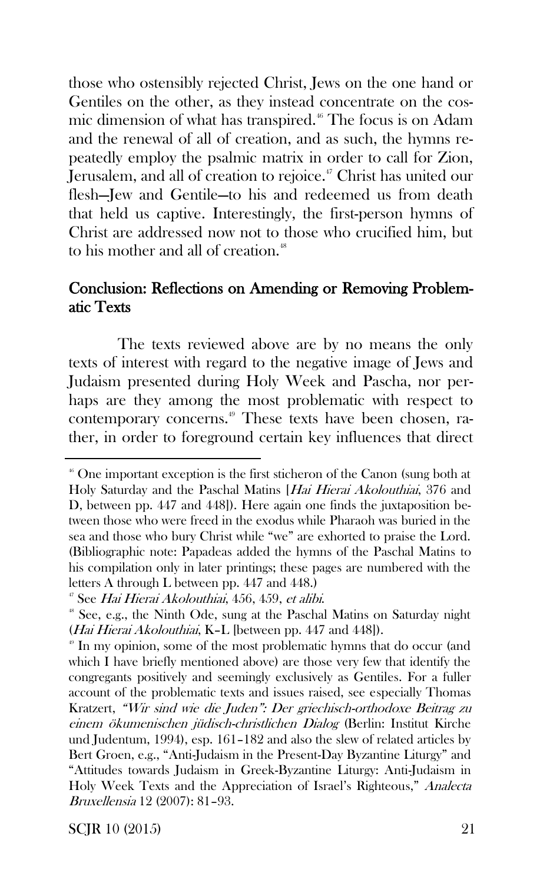those who ostensibly rejected Christ, Jews on the one hand or Gentiles on the other, as they instead concentrate on the cosmic dimension of what has transpired.[46] The focus is on Adam and the renewal of all of creation, and as such, the hymns repeatedly employ the psalmic matrix in order to call for Zion, Jerusalem, and all of creation to rejoice.[47] Christ has united our flesh—Jew and Gentile—to his and redeemed us from death that held us captive. Interestingly, the first-person hymns of Christ are addressed now not to those who crucified him, but to his mother and all of creation.[48]

## Conclusion: Reflections on Amending or Removing Problematic Texts

The texts reviewed above are by no means the only texts of interest with regard to the negative image of Jews and Judaism presented during Holy Week and Pascha, nor perhaps are they among the most problematic with respect to contemporary concerns.[49] These texts have been chosen, rather, in order to foreground certain key influences that direct

---

[46] One important exception is the first sticheron of the Canon (sung both at Holy Saturday and the Paschal Matins [*Hai Hierai Akolouthiai*, 376 and D, between pp. 447 and 448]). Here again one finds the juxtaposition between those who were freed in the exodus while Pharaoh was buried in the sea and those who bury Christ while "we" are exhorted to praise the Lord. (Bibliographic note: Papadeas added the hymns of the Paschal Matins to his compilation only in later printings; these pages are numbered with the letters A through L between pp. 447 and 448.)

[47] See *Hai Hierai Akolouthiai*, 456, 459, *et alibi*.

[48] See, e.g., the Ninth Ode, sung at the Paschal Matins on Saturday night (*Hai Hierai Akolouthiai*, K–L [between pp. 447 and 448]).

[49] In my opinion, some of the most problematic hymns that do occur (and which I have briefly mentioned above) are those very few that identify the congregants positively and seemingly exclusively as Gentiles. For a fuller account of the problematic texts and issues raised, see especially Thomas Kratzert, *"Wir sind wie die Juden": Der griechisch-orthodoxe Beitrag zu einem ökumenischen jüdisch-christlichen Dialog* (Berlin: Institut Kirche und Judentum, 1994), esp. 161–182 and also the slew of related articles by Bert Groen, e.g., "Anti-Judaism in the Present-Day Byzantine Liturgy" and "Attitudes towards Judaism in Greek-Byzantine Liturgy: Anti-Judaism in Holy Week Texts and the Appreciation of Israel's Righteous," *Analecta Bruxellensia* 12 (2007): 81–93.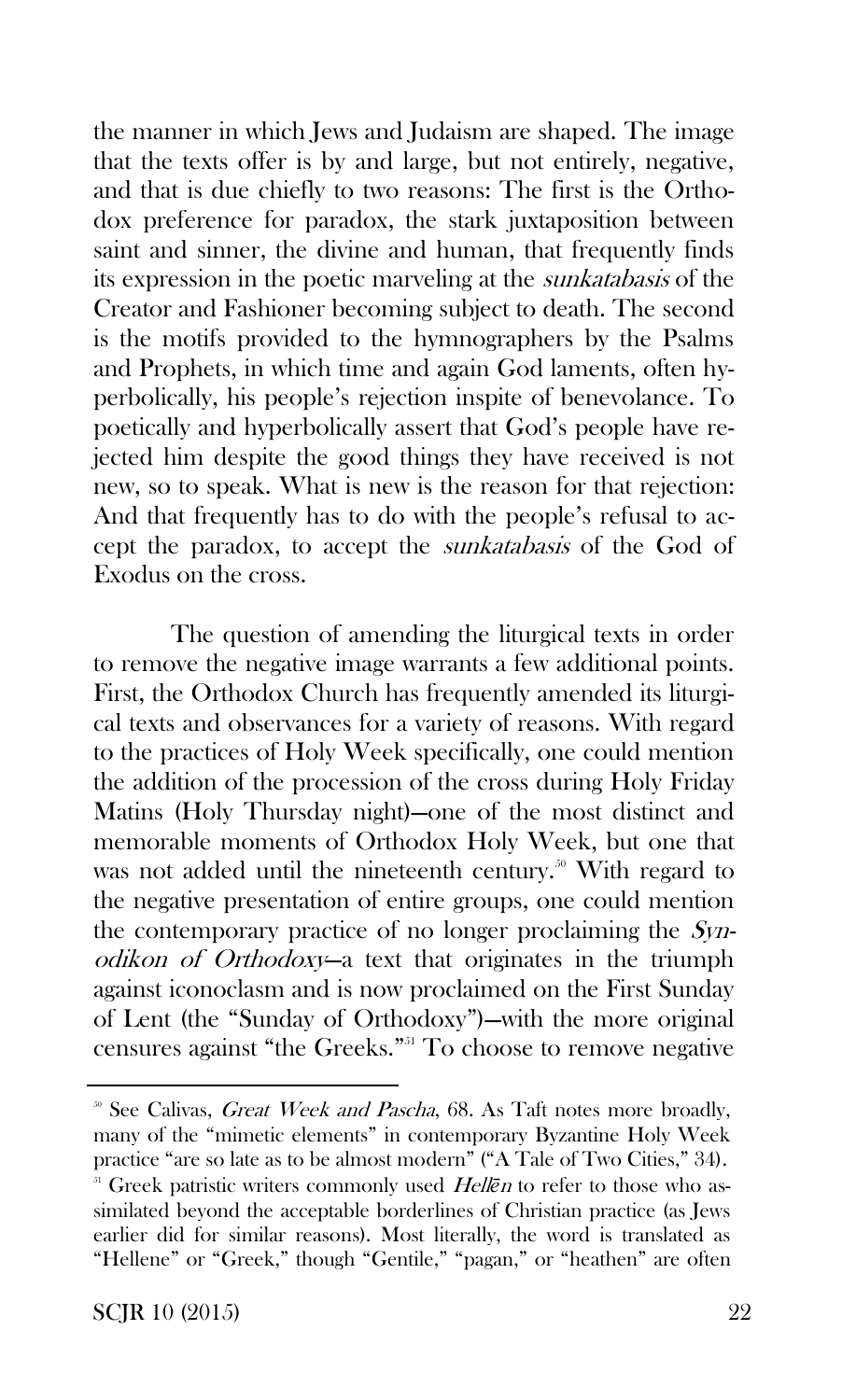the manner in which Jews and Judaism are shaped. The image that the texts offer is by and large, but not entirely, negative, and that is due chiefly to two reasons: The first is the Orthodox preference for paradox, the stark juxtaposition between saint and sinner, the divine and human, that frequently finds its expression in the poetic marveling at the *sunkatabasis* of the Creator and Fashioner becoming subject to death. The second is the motifs provided to the hymnographers by the Psalms and Prophets, in which time and again God laments, often hyperbolically, his people's rejection inspite of benevolance. To poetically and hyperbolically assert that God's people have rejected him despite the good things they have received is not new, so to speak. What is new is the reason for that rejection: And that frequently has to do with the people's refusal to accept the paradox, to accept the *sunkatabasis* of the God of Exodus on the cross.

The question of amending the liturgical texts in order to remove the negative image warrants a few additional points. First, the Orthodox Church has frequently amended its liturgical texts and observances for a variety of reasons. With regard to the practices of Holy Week specifically, one could mention the addition of the procession of the cross during Holy Friday Matins (Holy Thursday night)—one of the most distinct and memorable moments of Orthodox Holy Week, but one that was not added until the nineteenth century.[50] With regard to the negative presentation of entire groups, one could mention the contemporary practice of no longer proclaiming the *Synodikon of Orthodoxy*—a text that originates in the triumph against iconoclasm and is now proclaimed on the First Sunday of Lent (the "Sunday of Orthodoxy")—with the more original censures against "the Greeks."[51] To choose to remove negative

---

[50] See Calivas, *Great Week and Pascha*, 68. As Taft notes more broadly, many of the "mimetic elements" in contemporary Byzantine Holy Week practice "are so late as to be almost modern" ("A Tale of Two Cities," 34).

[51] Greek patristic writers commonly used *Hellēn* to refer to those who assimilated beyond the acceptable borderlines of Christian practice (as Jews earlier did for similar reasons). Most literally, the word is translated as "Hellene" or "Greek," though "Gentile," "pagan," or "heathen" are often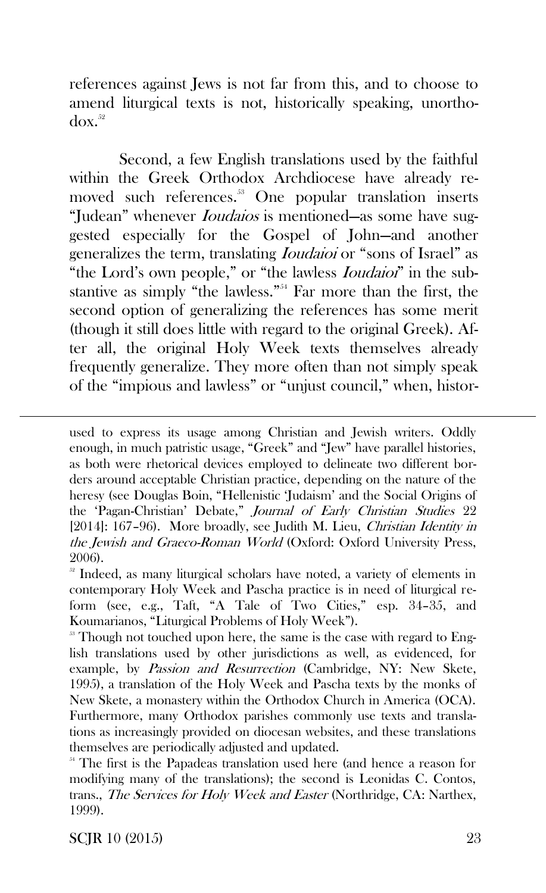references against Jews is not far from this, and to choose to amend liturgical texts is not, historically speaking, unorthodox.[52]

Second, a few English translations used by the faithful within the Greek Orthodox Archdiocese have already removed such references.[53] One popular translation inserts "Judean" whenever *Ioudaios* is mentioned—as some have suggested especially for the Gospel of John—and another generalizes the term, translating *Ioudaioi* or "sons of Israel" as "the Lord's own people," or "the lawless *Ioudaioi*" in the substantive as simply "the lawless."[54] Far more than the first, the second option of generalizing the references has some merit (though it still does little with regard to the original Greek). After all, the original Holy Week texts themselves already frequently generalize. They more often than not simply speak of the "impious and lawless" or "unjust council," when, histor-

---

used to express its usage among Christian and Jewish writers. Oddly enough, in much patristic usage, "Greek" and "Jew" have parallel histories, as both were rhetorical devices employed to delineate two different borders around acceptable Christian practice, depending on the nature of the heresy (see Douglas Boin, "Hellenistic 'Judaism' and the Social Origins of the 'Pagan-Christian' Debate," *Journal of Early Christian Studies* 22 [2014]: 167–96). More broadly, see Judith M. Lieu, *Christian Identity in the Jewish and Graeco-Roman World* (Oxford: Oxford University Press, 2006).

[52] Indeed, as many liturgical scholars have noted, a variety of elements in contemporary Holy Week and Pascha practice is in need of liturgical reform (see, e.g., Taft, "A Tale of Two Cities," esp. 34–35, and Koumarianos, "Liturgical Problems of Holy Week").

[53] Though not touched upon here, the same is the case with regard to English translations used by other jurisdictions as well, as evidenced, for example, by *Passion and Resurrection* (Cambridge, NY: New Skete, 1995), a translation of the Holy Week and Pascha texts by the monks of New Skete, a monastery within the Orthodox Church in America (OCA). Furthermore, many Orthodox parishes commonly use texts and translations as increasingly provided on diocesan websites, and these translations themselves are periodically adjusted and updated.

[54] The first is the Papadeas translation used here (and hence a reason for modifying many of the translations); the second is Leonidas C. Contos, trans., *The Services for Holy Week and Easter* (Northridge, CA: Narthex, 1999).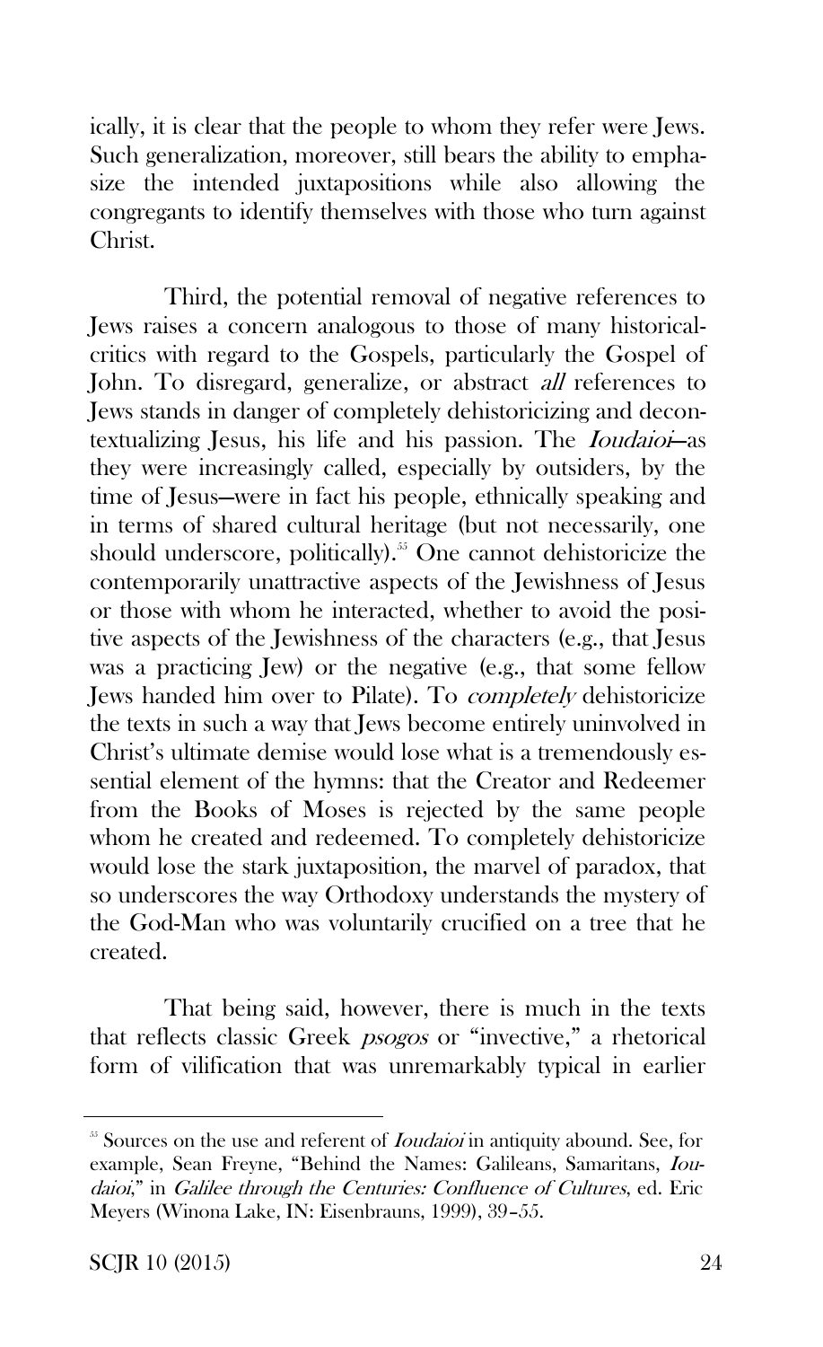ically, it is clear that the people to whom they refer were Jews. Such generalization, moreover, still bears the ability to emphasize the intended juxtapositions while also allowing the congregants to identify themselves with those who turn against Christ.

Third, the potential removal of negative references to Jews raises a concern analogous to those of many historical-critics with regard to the Gospels, particularly the Gospel of John. To disregard, generalize, or abstract *all* references to Jews stands in danger of completely dehistoricizing and decontextualizing Jesus, his life and his passion. The *Ioudaioi*—as they were increasingly called, especially by outsiders, by the time of Jesus—were in fact his people, ethnically speaking and in terms of shared cultural heritage (but not necessarily, one should underscore, politically).[55] One cannot dehistoricize the contemporarily unattractive aspects of the Jewishness of Jesus or those with whom he interacted, whether to avoid the positive aspects of the Jewishness of the characters (e.g., that Jesus was a practicing Jew) or the negative (e.g., that some fellow Jews handed him over to Pilate). To *completely* dehistoricize the texts in such a way that Jews become entirely uninvolved in Christ's ultimate demise would lose what is a tremendously essential element of the hymns: that the Creator and Redeemer from the Books of Moses is rejected by the same people whom he created and redeemed. To completely dehistoricize would lose the stark juxtaposition, the marvel of paradox, that so underscores the way Orthodoxy understands the mystery of the God-Man who was voluntarily crucified on a tree that he created.

That being said, however, there is much in the texts that reflects classic Greek *psogos* or "invective," a rhetorical form of vilification that was unremarkably typical in earlier

---

[55] Sources on the use and referent of *Ioudaioi* in antiquity abound. See, for example, Sean Freyne, "Behind the Names: Galileans, Samaritans, *Ioudaioi*," in *Galilee through the Centuries: Confluence of Cultures*, ed. Eric Meyers (Winona Lake, IN: Eisenbrauns, 1999), 39–55.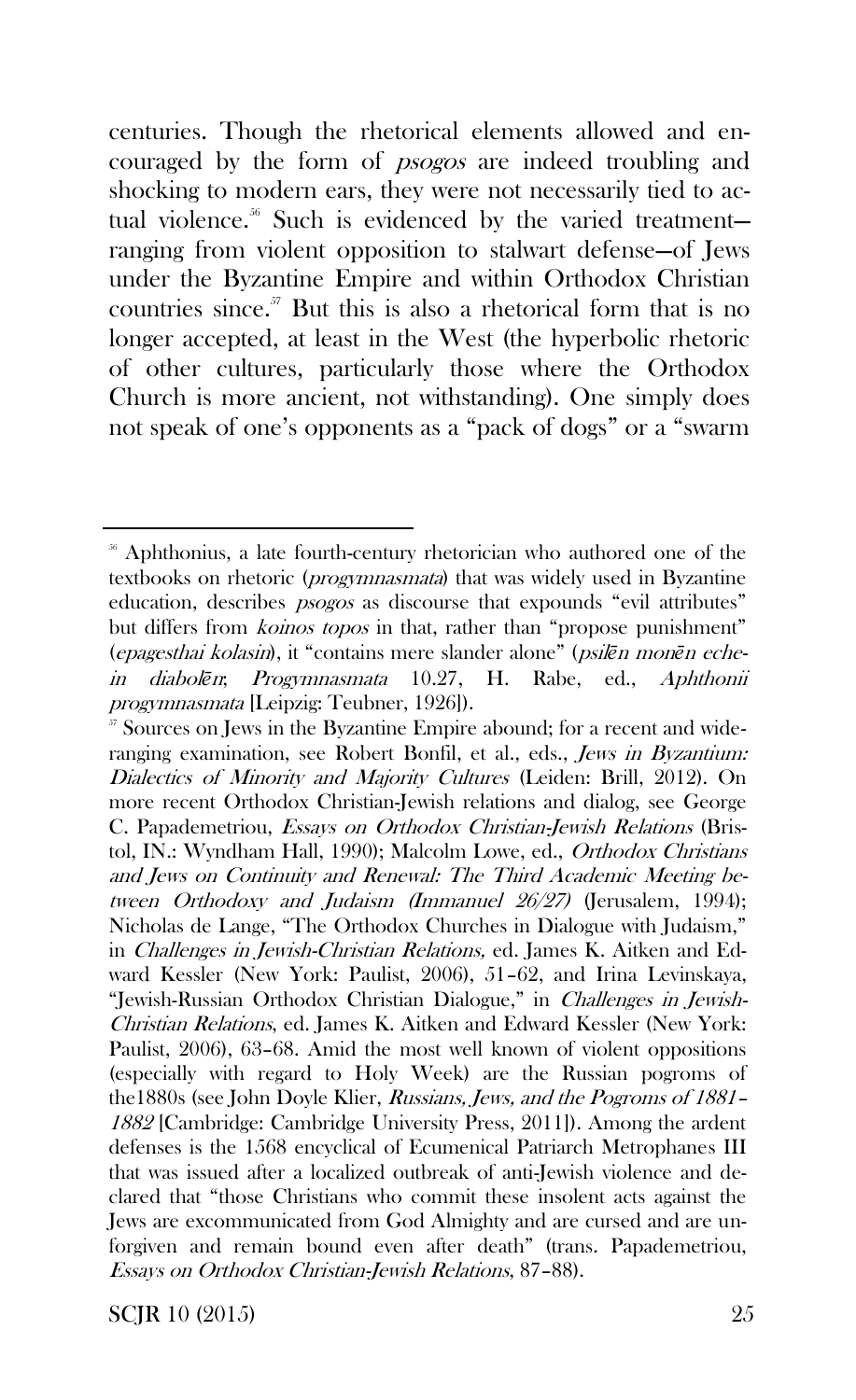centuries. Though the rhetorical elements allowed and encouraged by the form of *psogos* are indeed troubling and shocking to modern ears, they were not necessarily tied to actual violence.[56] Such is evidenced by the varied treatment—ranging from violent opposition to stalwart defense—of Jews under the Byzantine Empire and within Orthodox Christian countries since.[57] But this is also a rhetorical form that is no longer accepted, at least in the West (the hyperbolic rhetoric of other cultures, particularly those where the Orthodox Church is more ancient, not withstanding). One simply does not speak of one's opponents as a "pack of dogs" or a "swarm

---

[56] Aphthonius, a late fourth-century rhetorician who authored one of the textbooks on rhetoric (*progymnasmata*) that was widely used in Byzantine education, describes *psogos* as discourse that expounds "evil attributes" but differs from *koinos topos* in that, rather than "propose punishment" (*epagesthai kolasin*), it "contains mere slander alone" (*psilēn monēn echein diabolēn*; *Progymnasmata* 10.27, H. Rabe, ed., *Aphthonii progymnasmata* [Leipzig: Teubner, 1926]).

[57] Sources on Jews in the Byzantine Empire abound; for a recent and wide-ranging examination, see Robert Bonfil, et al., eds., *Jews in Byzantium: Dialectics of Minority and Majority Cultures* (Leiden: Brill, 2012). On more recent Orthodox Christian-Jewish relations and dialog, see George C. Papademetriou, *Essays on Orthodox Christian-Jewish Relations* (Bristol, IN.: Wyndham Hall, 1990); Malcolm Lowe, ed., *Orthodox Christians and Jews on Continuity and Renewal: The Third Academic Meeting between Orthodoxy and Judaism (Immanuel 26/27)* (Jerusalem, 1994); Nicholas de Lange, "The Orthodox Churches in Dialogue with Judaism," in *Challenges in Jewish-Christian Relations,* ed. James K. Aitken and Edward Kessler (New York: Paulist, 2006), 51–62, and Irina Levinskaya, "Jewish-Russian Orthodox Christian Dialogue," in *Challenges in Jewish-Christian Relations*, ed. James K. Aitken and Edward Kessler (New York: Paulist, 2006), 63–68. Amid the most well known of violent oppositions (especially with regard to Holy Week) are the Russian pogroms of the1880s (see John Doyle Klier, *Russians, Jews, and the Pogroms of 1881–1882* [Cambridge: Cambridge University Press, 2011]). Among the ardent defenses is the 1568 encyclical of Ecumenical Patriarch Metrophanes III that was issued after a localized outbreak of anti-Jewish violence and declared that "those Christians who commit these insolent acts against the Jews are excommunicated from God Almighty and are cursed and are unforgiven and remain bound even after death" (trans. Papademetriou, *Essays on Orthodox Christian-Jewish Relations*, 87–88).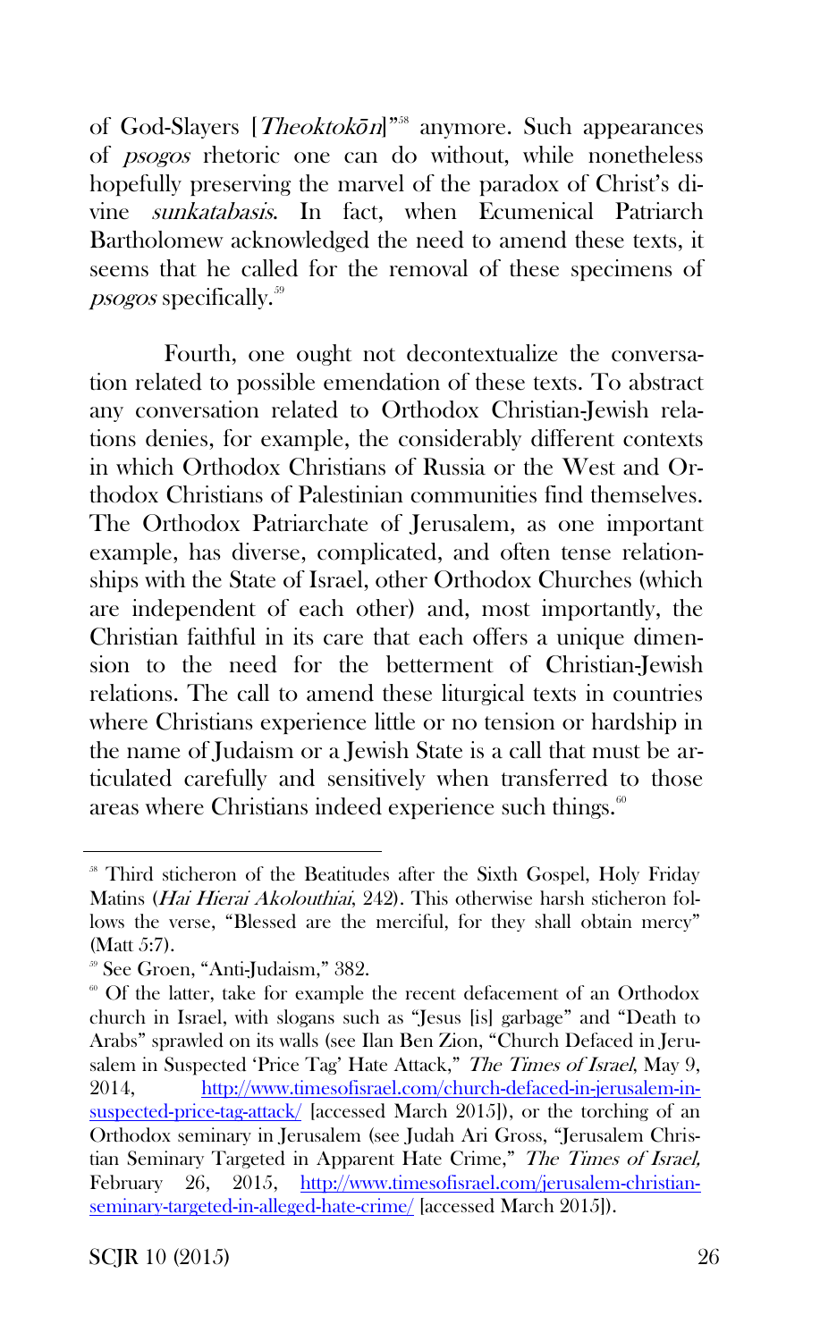of God-Slayers [*Theoktokōn*]"[58] anymore. Such appearances of *psogos* rhetoric one can do without, while nonetheless hopefully preserving the marvel of the paradox of Christ's divine *sunkatabasis*. In fact, when Ecumenical Patriarch Bartholomew acknowledged the need to amend these texts, it seems that he called for the removal of these specimens of *psogos* specifically.[59]

Fourth, one ought not decontextualize the conversation related to possible emendation of these texts. To abstract any conversation related to Orthodox Christian-Jewish relations denies, for example, the considerably different contexts in which Orthodox Christians of Russia or the West and Orthodox Christians of Palestinian communities find themselves. The Orthodox Patriarchate of Jerusalem, as one important example, has diverse, complicated, and often tense relationships with the State of Israel, other Orthodox Churches (which are independent of each other) and, most importantly, the Christian faithful in its care that each offers a unique dimension to the need for the betterment of Christian-Jewish relations. The call to amend these liturgical texts in countries where Christians experience little or no tension or hardship in the name of Judaism or a Jewish State is a call that must be articulated carefully and sensitively when transferred to those areas where Christians indeed experience such things.[60]

---

[58] Third sticheron of the Beatitudes after the Sixth Gospel, Holy Friday Matins (*Hai Hierai Akolouthiai*, 242). This otherwise harsh sticheron follows the verse, "Blessed are the merciful, for they shall obtain mercy" (Matt 5:7).

[59] See Groen, "Anti-Judaism," 382.

[60] Of the latter, take for example the recent defacement of an Orthodox church in Israel, with slogans such as "Jesus [is] garbage" and "Death to Arabs" sprawled on its walls (see Ilan Ben Zion, "Church Defaced in Jerusalem in Suspected 'Price Tag' Hate Attack," *The Times of Israel*, May 9, 2014, http://www.timesofisrael.com/church-defaced-in-jerusalem-in-suspected-price-tag-attack/ [accessed March 2015]), or the torching of an Orthodox seminary in Jerusalem (see Judah Ari Gross, "Jerusalem Christian Seminary Targeted in Apparent Hate Crime," *The Times of Israel,* February 26, 2015, http://www.timesofisrael.com/jerusalem-christian-seminary-targeted-in-alleged-hate-crime/ [accessed March 2015]).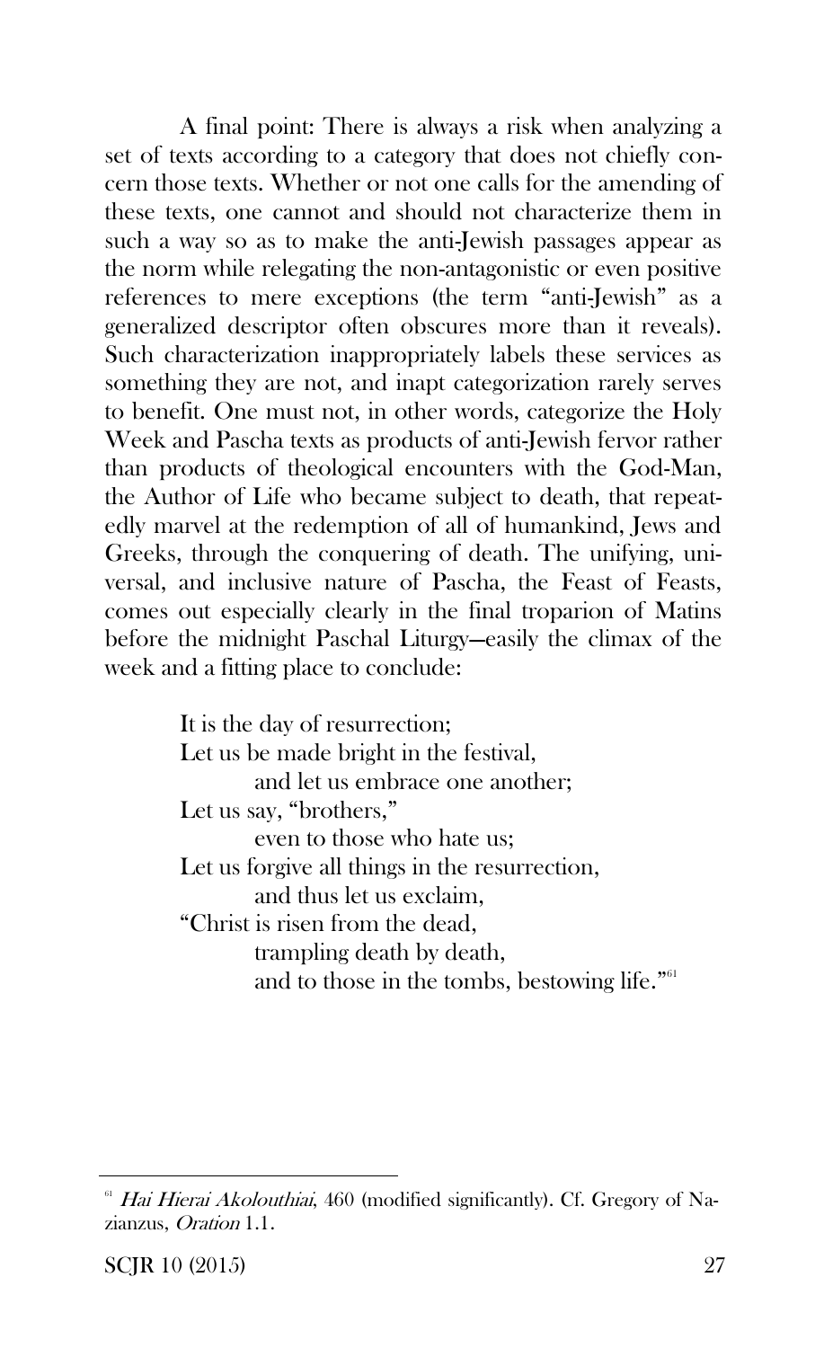A final point: There is always a risk when analyzing a set of texts according to a category that does not chiefly concern those texts. Whether or not one calls for the amending of these texts, one cannot and should not characterize them in such a way so as to make the anti-Jewish passages appear as the norm while relegating the non-antagonistic or even positive references to mere exceptions (the term "anti-Jewish" as a generalized descriptor often obscures more than it reveals). Such characterization inappropriately labels these services as something they are not, and inapt categorization rarely serves to benefit. One must not, in other words, categorize the Holy Week and Pascha texts as products of anti-Jewish fervor rather than products of theological encounters with the God-Man, the Author of Life who became subject to death, that repeatedly marvel at the redemption of all of humankind, Jews and Greeks, through the conquering of death. The unifying, universal, and inclusive nature of Pascha, the Feast of Feasts, comes out especially clearly in the final troparion of Matins before the midnight Paschal Liturgy—easily the climax of the week and a fitting place to conclude:

> It is the day of resurrection;
> Let us be made bright in the festival,
> &nbsp;&nbsp;&nbsp;&nbsp;and let us embrace one another;
> Let us say, "brothers,"
> &nbsp;&nbsp;&nbsp;&nbsp;even to those who hate us;
> Let us forgive all things in the resurrection,
> &nbsp;&nbsp;&nbsp;&nbsp;and thus let us exclaim,
> "Christ is risen from the dead,
> &nbsp;&nbsp;&nbsp;&nbsp;trampling death by death,
> &nbsp;&nbsp;&nbsp;&nbsp;and to those in the tombs, bestowing life."[61]

---

[61] *Hai Hierai Akolouthiai*, 460 (modified significantly). Cf. Gregory of Nazianzus, *Oration* 1.1.